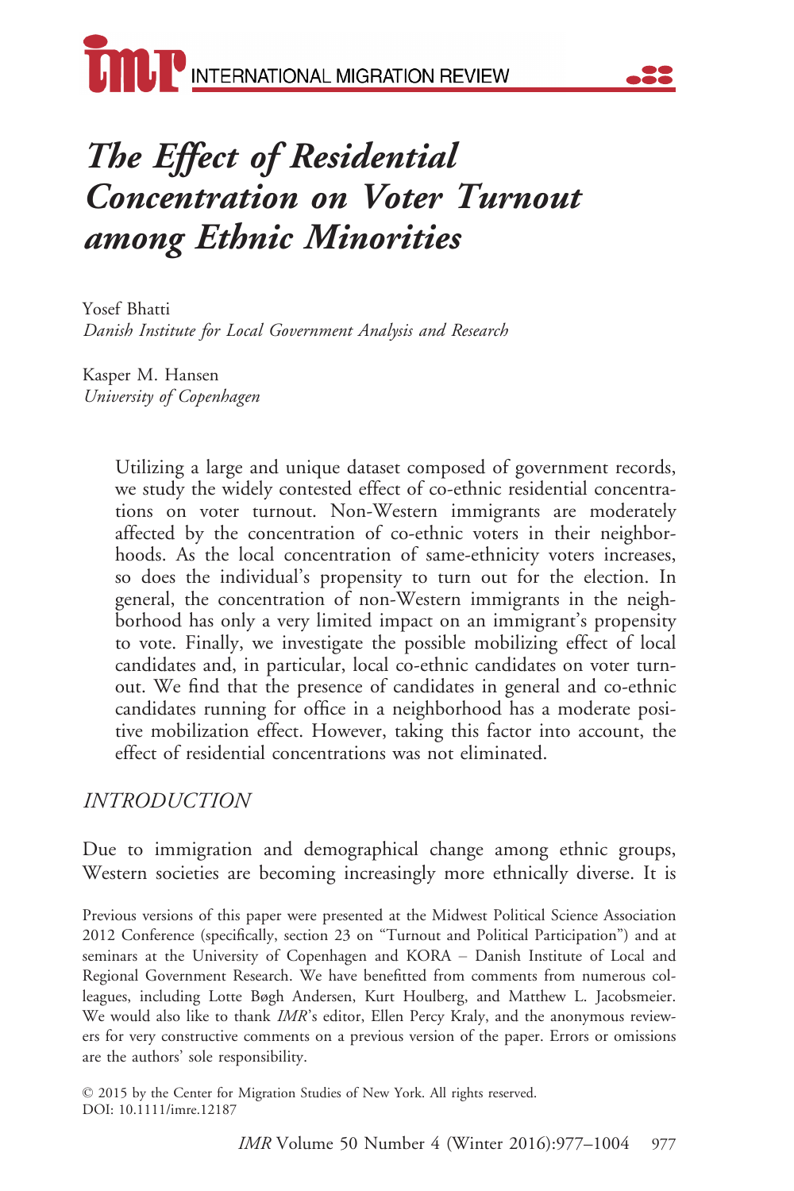# The Effect of Residential Concentration on Voter Turnout among Ethnic Minorities

Yosef Bhatti
*Danish Institute for Local Government Analysis and Research*

Kasper M. Hansen
*University of Copenhagen*

> Utilizing a large and unique dataset composed of government records, we study the widely contested effect of co-ethnic residential concentrations on voter turnout. Non-Western immigrants are moderately affected by the concentration of co-ethnic voters in their neighborhoods. As the local concentration of same-ethnicity voters increases, so does the individual's propensity to turn out for the election. In general, the concentration of non-Western immigrants in the neighborhood has only a very limited impact on an immigrant's propensity to vote. Finally, we investigate the possible mobilizing effect of local candidates and, in particular, local co-ethnic candidates on voter turnout. We find that the presence of candidates in general and co-ethnic candidates running for office in a neighborhood has a moderate positive mobilization effect. However, taking this factor into account, the effect of residential concentrations was not eliminated.

## *INTRODUCTION*

Due to immigration and demographical change among ethnic groups, Western societies are becoming increasingly more ethnically diverse. It is

Previous versions of this paper were presented at the Midwest Political Science Association 2012 Conference (specifically, section 23 on "Turnout and Political Participation") and at seminars at the University of Copenhagen and KORA – Danish Institute of Local and Regional Government Research. We have benefitted from comments from numerous colleagues, including Lotte Bøgh Andersen, Kurt Houlberg, and Matthew L. Jacobsmeier. We would also like to thank *IMR*'s editor, Ellen Percy Kraly, and the anonymous reviewers for very constructive comments on a previous version of the paper. Errors or omissions are the authors' sole responsibility.

© 2015 by the Center for Migration Studies of New York. All rights reserved.
DOI: 10.1111/imre.12187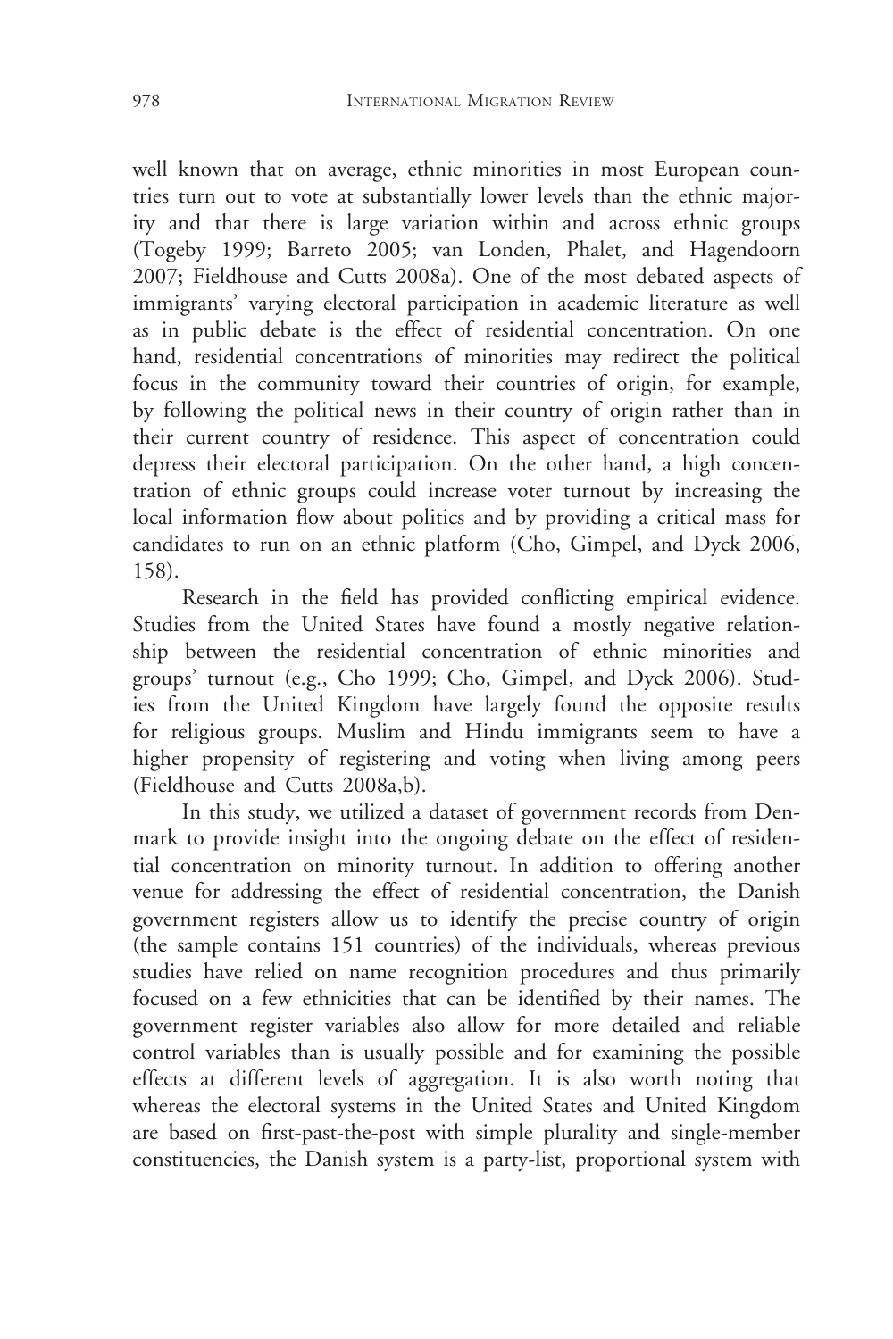well known that on average, ethnic minorities in most European countries turn out to vote at substantially lower levels than the ethnic majority and that there is large variation within and across ethnic groups (Togeby 1999; Barreto 2005; van Londen, Phalet, and Hagendoorn 2007; Fieldhouse and Cutts 2008a). One of the most debated aspects of immigrants' varying electoral participation in academic literature as well as in public debate is the effect of residential concentration. On one hand, residential concentrations of minorities may redirect the political focus in the community toward their countries of origin, for example, by following the political news in their country of origin rather than in their current country of residence. This aspect of concentration could depress their electoral participation. On the other hand, a high concentration of ethnic groups could increase voter turnout by increasing the local information flow about politics and by providing a critical mass for candidates to run on an ethnic platform (Cho, Gimpel, and Dyck 2006, 158).

Research in the field has provided conflicting empirical evidence. Studies from the United States have found a mostly negative relationship between the residential concentration of ethnic minorities and groups' turnout (e.g., Cho 1999; Cho, Gimpel, and Dyck 2006). Studies from the United Kingdom have largely found the opposite results for religious groups. Muslim and Hindu immigrants seem to have a higher propensity of registering and voting when living among peers (Fieldhouse and Cutts 2008a,b).

In this study, we utilized a dataset of government records from Denmark to provide insight into the ongoing debate on the effect of residential concentration on minority turnout. In addition to offering another venue for addressing the effect of residential concentration, the Danish government registers allow us to identify the precise country of origin (the sample contains 151 countries) of the individuals, whereas previous studies have relied on name recognition procedures and thus primarily focused on a few ethnicities that can be identified by their names. The government register variables also allow for more detailed and reliable control variables than is usually possible and for examining the possible effects at different levels of aggregation. It is also worth noting that whereas the electoral systems in the United States and United Kingdom are based on first-past-the-post with simple plurality and single-member constituencies, the Danish system is a party-list, proportional system with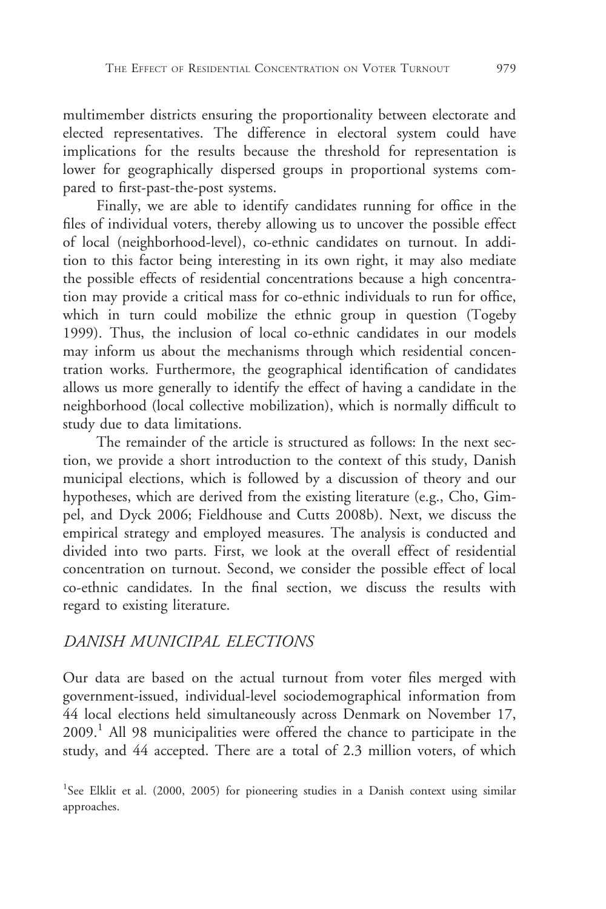multimember districts ensuring the proportionality between electorate and elected representatives. The difference in electoral system could have implications for the results because the threshold for representation is lower for geographically dispersed groups in proportional systems compared to first-past-the-post systems.

Finally, we are able to identify candidates running for office in the files of individual voters, thereby allowing us to uncover the possible effect of local (neighborhood-level), co-ethnic candidates on turnout. In addition to this factor being interesting in its own right, it may also mediate the possible effects of residential concentrations because a high concentration may provide a critical mass for co-ethnic individuals to run for office, which in turn could mobilize the ethnic group in question (Togeby 1999). Thus, the inclusion of local co-ethnic candidates in our models may inform us about the mechanisms through which residential concentration works. Furthermore, the geographical identification of candidates allows us more generally to identify the effect of having a candidate in the neighborhood (local collective mobilization), which is normally difficult to study due to data limitations.

The remainder of the article is structured as follows: In the next section, we provide a short introduction to the context of this study, Danish municipal elections, which is followed by a discussion of theory and our hypotheses, which are derived from the existing literature (e.g., Cho, Gimpel, and Dyck 2006; Fieldhouse and Cutts 2008b). Next, we discuss the empirical strategy and employed measures. The analysis is conducted and divided into two parts. First, we look at the overall effect of residential concentration on turnout. Second, we consider the possible effect of local co-ethnic candidates. In the final section, we discuss the results with regard to existing literature.

## *DANISH MUNICIPAL ELECTIONS*

Our data are based on the actual turnout from voter files merged with government-issued, individual-level sociodemographical information from 44 local elections held simultaneously across Denmark on November 17, 2009.[1] All 98 municipalities were offered the chance to participate in the study, and 44 accepted. There are a total of 2.3 million voters, of which

[1] See Elklit et al. (2000, 2005) for pioneering studies in a Danish context using similar approaches.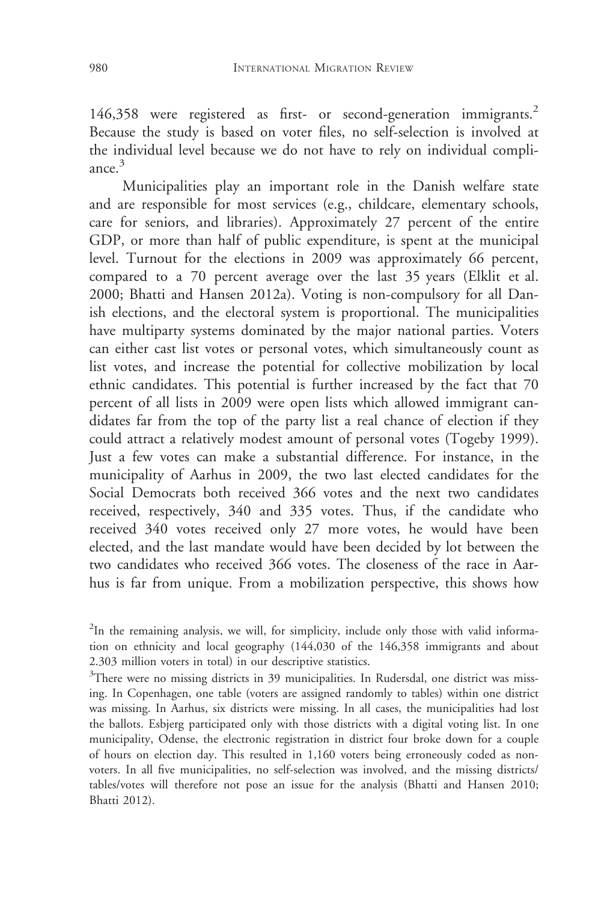146,358 were registered as first- or second-generation immigrants.[2] Because the study is based on voter files, no self-selection is involved at the individual level because we do not have to rely on individual compliance.[3]

Municipalities play an important role in the Danish welfare state and are responsible for most services (e.g., childcare, elementary schools, care for seniors, and libraries). Approximately 27 percent of the entire GDP, or more than half of public expenditure, is spent at the municipal level. Turnout for the elections in 2009 was approximately 66 percent, compared to a 70 percent average over the last 35 years (Elklit et al. 2000; Bhatti and Hansen 2012a). Voting is non-compulsory for all Danish elections, and the electoral system is proportional. The municipalities have multiparty systems dominated by the major national parties. Voters can either cast list votes or personal votes, which simultaneously count as list votes, and increase the potential for collective mobilization by local ethnic candidates. This potential is further increased by the fact that 70 percent of all lists in 2009 were open lists which allowed immigrant candidates far from the top of the party list a real chance of election if they could attract a relatively modest amount of personal votes (Togeby 1999). Just a few votes can make a substantial difference. For instance, in the municipality of Aarhus in 2009, the two last elected candidates for the Social Democrats both received 366 votes and the next two candidates received, respectively, 340 and 335 votes. Thus, if the candidate who received 340 votes received only 27 more votes, he would have been elected, and the last mandate would have been decided by lot between the two candidates who received 366 votes. The closeness of the race in Aarhus is far from unique. From a mobilization perspective, this shows how

[2]In the remaining analysis, we will, for simplicity, include only those with valid information on ethnicity and local geography (144,030 of the 146,358 immigrants and about 2.303 million voters in total) in our descriptive statistics.

[3]There were no missing districts in 39 municipalities. In Rudersdal, one district was missing. In Copenhagen, one table (voters are assigned randomly to tables) within one district was missing. In Aarhus, six districts were missing. In all cases, the municipalities had lost the ballots. Esbjerg participated only with those districts with a digital voting list. In one municipality, Odense, the electronic registration in district four broke down for a couple of hours on election day. This resulted in 1,160 voters being erroneously coded as non-voters. In all five municipalities, no self-selection was involved, and the missing districts/tables/votes will therefore not pose an issue for the analysis (Bhatti and Hansen 2010; Bhatti 2012).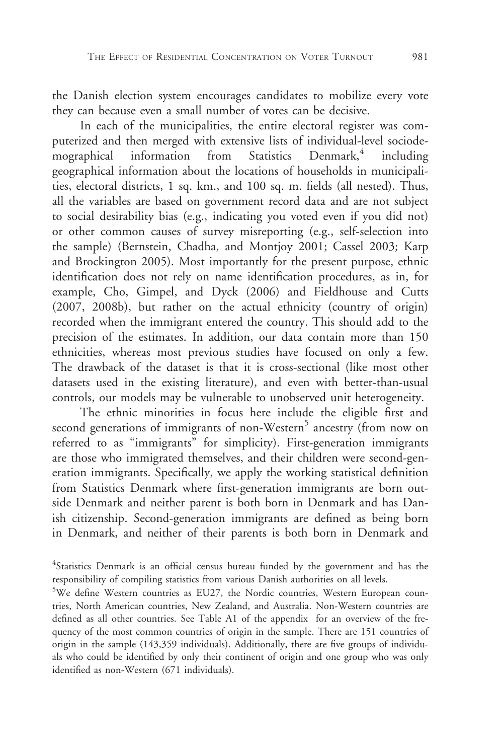the Danish election system encourages candidates to mobilize every vote they can because even a small number of votes can be decisive.

In each of the municipalities, the entire electoral register was computerized and then merged with extensive lists of individual-level sociodemographical information from Statistics Denmark,[4] including geographical information about the locations of households in municipalities, electoral districts, 1 sq. km., and 100 sq. m. fields (all nested). Thus, all the variables are based on government record data and are not subject to social desirability bias (e.g., indicating you voted even if you did not) or other common causes of survey misreporting (e.g., self-selection into the sample) (Bernstein, Chadha, and Montjoy 2001; Cassel 2003; Karp and Brockington 2005). Most importantly for the present purpose, ethnic identification does not rely on name identification procedures, as in, for example, Cho, Gimpel, and Dyck (2006) and Fieldhouse and Cutts (2007, 2008b), but rather on the actual ethnicity (country of origin) recorded when the immigrant entered the country. This should add to the precision of the estimates. In addition, our data contain more than 150 ethnicities, whereas most previous studies have focused on only a few. The drawback of the dataset is that it is cross-sectional (like most other datasets used in the existing literature), and even with better-than-usual controls, our models may be vulnerable to unobserved unit heterogeneity.

The ethnic minorities in focus here include the eligible first and second generations of immigrants of non-Western[5] ancestry (from now on referred to as "immigrants" for simplicity). First-generation immigrants are those who immigrated themselves, and their children were second-generation immigrants. Specifically, we apply the working statistical definition from Statistics Denmark where first-generation immigrants are born outside Denmark and neither parent is both born in Denmark and has Danish citizenship. Second-generation immigrants are defined as being born in Denmark, and neither of their parents is both born in Denmark and

[4]Statistics Denmark is an official census bureau funded by the government and has the responsibility of compiling statistics from various Danish authorities on all levels.

[5]We define Western countries as EU27, the Nordic countries, Western European countries, North American countries, New Zealand, and Australia. Non-Western countries are defined as all other countries. See Table A1 of the appendix for an overview of the frequency of the most common countries of origin in the sample. There are 151 countries of origin in the sample (143,359 individuals). Additionally, there are five groups of individuals who could be identified by only their continent of origin and one group who was only identified as non-Western (671 individuals).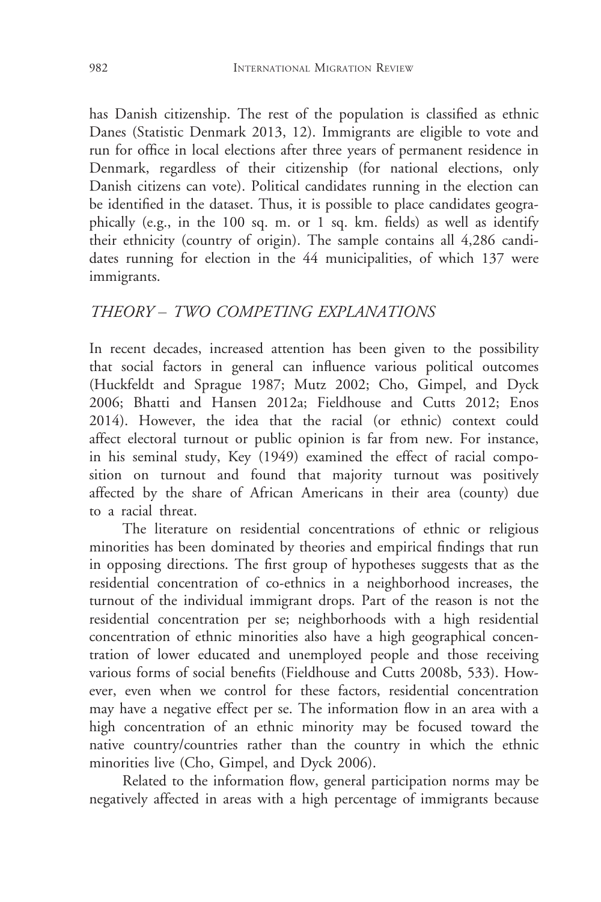has Danish citizenship. The rest of the population is classified as ethnic Danes (Statistic Denmark 2013, 12). Immigrants are eligible to vote and run for office in local elections after three years of permanent residence in Denmark, regardless of their citizenship (for national elections, only Danish citizens can vote). Political candidates running in the election can be identified in the dataset. Thus, it is possible to place candidates geographically (e.g., in the 100 sq. m. or 1 sq. km. fields) as well as identify their ethnicity (country of origin). The sample contains all 4,286 candidates running for election in the 44 municipalities, of which 137 were immigrants.

## *THEORY – TWO COMPETING EXPLANATIONS*

In recent decades, increased attention has been given to the possibility that social factors in general can influence various political outcomes (Huckfeldt and Sprague 1987; Mutz 2002; Cho, Gimpel, and Dyck 2006; Bhatti and Hansen 2012a; Fieldhouse and Cutts 2012; Enos 2014). However, the idea that the racial (or ethnic) context could affect electoral turnout or public opinion is far from new. For instance, in his seminal study, Key (1949) examined the effect of racial composition on turnout and found that majority turnout was positively affected by the share of African Americans in their area (county) due to a racial threat.

The literature on residential concentrations of ethnic or religious minorities has been dominated by theories and empirical findings that run in opposing directions. The first group of hypotheses suggests that as the residential concentration of co-ethnics in a neighborhood increases, the turnout of the individual immigrant drops. Part of the reason is not the residential concentration per se; neighborhoods with a high residential concentration of ethnic minorities also have a high geographical concentration of lower educated and unemployed people and those receiving various forms of social benefits (Fieldhouse and Cutts 2008b, 533). However, even when we control for these factors, residential concentration may have a negative effect per se. The information flow in an area with a high concentration of an ethnic minority may be focused toward the native country/countries rather than the country in which the ethnic minorities live (Cho, Gimpel, and Dyck 2006).

Related to the information flow, general participation norms may be negatively affected in areas with a high percentage of immigrants because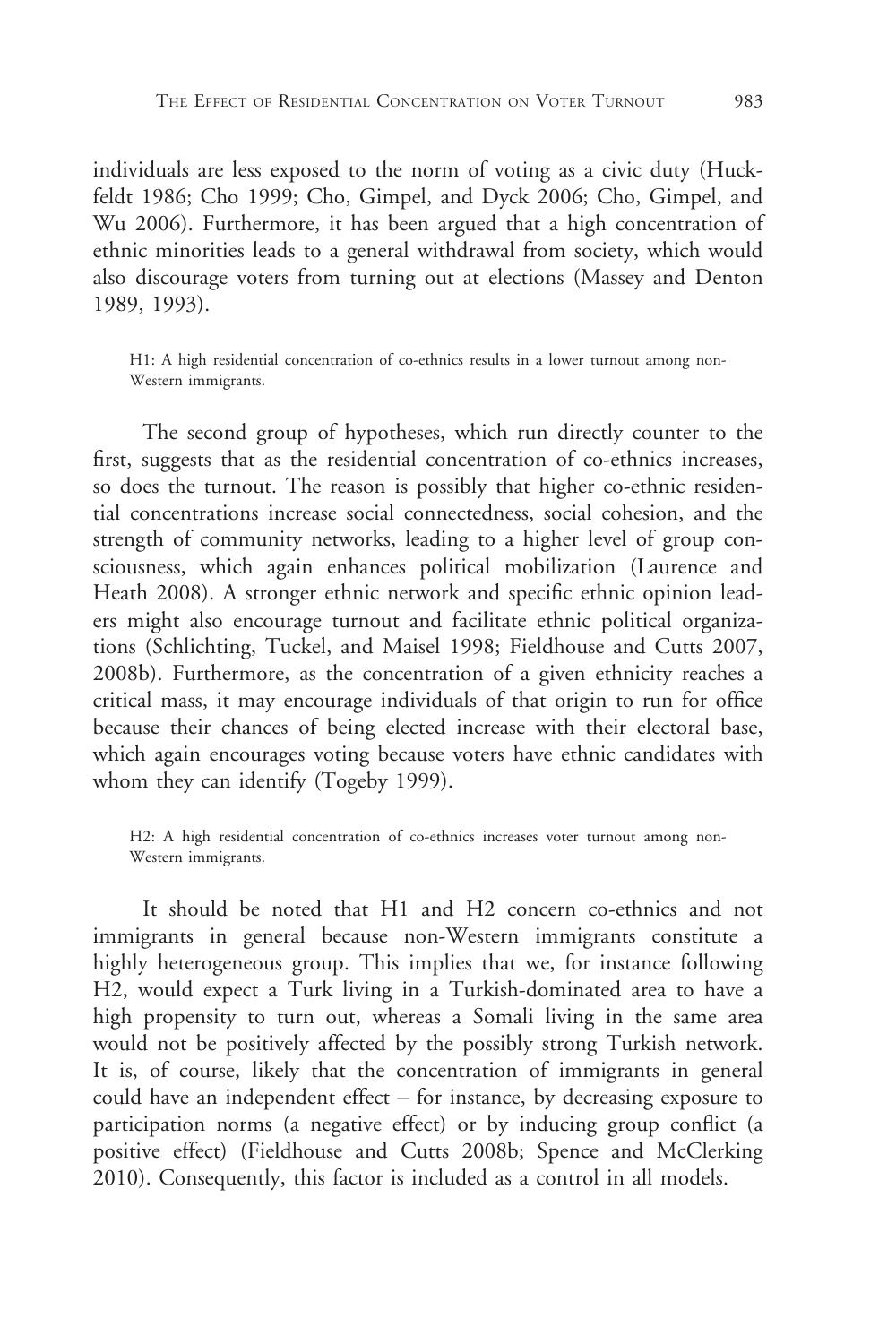individuals are less exposed to the norm of voting as a civic duty (Huckfeldt 1986; Cho 1999; Cho, Gimpel, and Dyck 2006; Cho, Gimpel, and Wu 2006). Furthermore, it has been argued that a high concentration of ethnic minorities leads to a general withdrawal from society, which would also discourage voters from turning out at elections (Massey and Denton 1989, 1993).

> H1: A high residential concentration of co-ethnics results in a lower turnout among non-Western immigrants.

The second group of hypotheses, which run directly counter to the first, suggests that as the residential concentration of co-ethnics increases, so does the turnout. The reason is possibly that higher co-ethnic residential concentrations increase social connectedness, social cohesion, and the strength of community networks, leading to a higher level of group consciousness, which again enhances political mobilization (Laurence and Heath 2008). A stronger ethnic network and specific ethnic opinion leaders might also encourage turnout and facilitate ethnic political organizations (Schlichting, Tuckel, and Maisel 1998; Fieldhouse and Cutts 2007, 2008b). Furthermore, as the concentration of a given ethnicity reaches a critical mass, it may encourage individuals of that origin to run for office because their chances of being elected increase with their electoral base, which again encourages voting because voters have ethnic candidates with whom they can identify (Togeby 1999).

> H2: A high residential concentration of co-ethnics increases voter turnout among non-Western immigrants.

It should be noted that H1 and H2 concern co-ethnics and not immigrants in general because non-Western immigrants constitute a highly heterogeneous group. This implies that we, for instance following H2, would expect a Turk living in a Turkish-dominated area to have a high propensity to turn out, whereas a Somali living in the same area would not be positively affected by the possibly strong Turkish network. It is, of course, likely that the concentration of immigrants in general could have an independent effect – for instance, by decreasing exposure to participation norms (a negative effect) or by inducing group conflict (a positive effect) (Fieldhouse and Cutts 2008b; Spence and McClerking 2010). Consequently, this factor is included as a control in all models.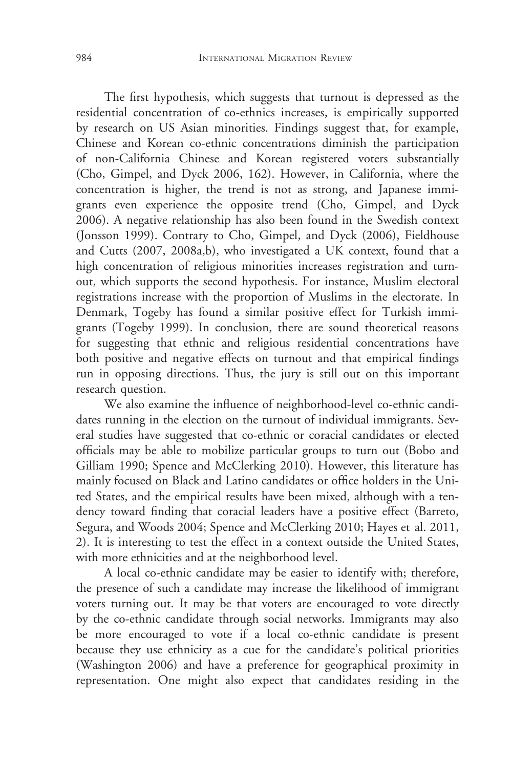The first hypothesis, which suggests that turnout is depressed as the residential concentration of co-ethnics increases, is empirically supported by research on US Asian minorities. Findings suggest that, for example, Chinese and Korean co-ethnic concentrations diminish the participation of non-California Chinese and Korean registered voters substantially (Cho, Gimpel, and Dyck 2006, 162). However, in California, where the concentration is higher, the trend is not as strong, and Japanese immigrants even experience the opposite trend (Cho, Gimpel, and Dyck 2006). A negative relationship has also been found in the Swedish context (Jonsson 1999). Contrary to Cho, Gimpel, and Dyck (2006), Fieldhouse and Cutts (2007, 2008a,b), who investigated a UK context, found that a high concentration of religious minorities increases registration and turnout, which supports the second hypothesis. For instance, Muslim electoral registrations increase with the proportion of Muslims in the electorate. In Denmark, Togeby has found a similar positive effect for Turkish immigrants (Togeby 1999). In conclusion, there are sound theoretical reasons for suggesting that ethnic and religious residential concentrations have both positive and negative effects on turnout and that empirical findings run in opposing directions. Thus, the jury is still out on this important research question.

We also examine the influence of neighborhood-level co-ethnic candidates running in the election on the turnout of individual immigrants. Several studies have suggested that co-ethnic or coracial candidates or elected officials may be able to mobilize particular groups to turn out (Bobo and Gilliam 1990; Spence and McClerking 2010). However, this literature has mainly focused on Black and Latino candidates or office holders in the United States, and the empirical results have been mixed, although with a tendency toward finding that coracial leaders have a positive effect (Barreto, Segura, and Woods 2004; Spence and McClerking 2010; Hayes et al. 2011, 2). It is interesting to test the effect in a context outside the United States, with more ethnicities and at the neighborhood level.

A local co-ethnic candidate may be easier to identify with; therefore, the presence of such a candidate may increase the likelihood of immigrant voters turning out. It may be that voters are encouraged to vote directly by the co-ethnic candidate through social networks. Immigrants may also be more encouraged to vote if a local co-ethnic candidate is present because they use ethnicity as a cue for the candidate's political priorities (Washington 2006) and have a preference for geographical proximity in representation. One might also expect that candidates residing in the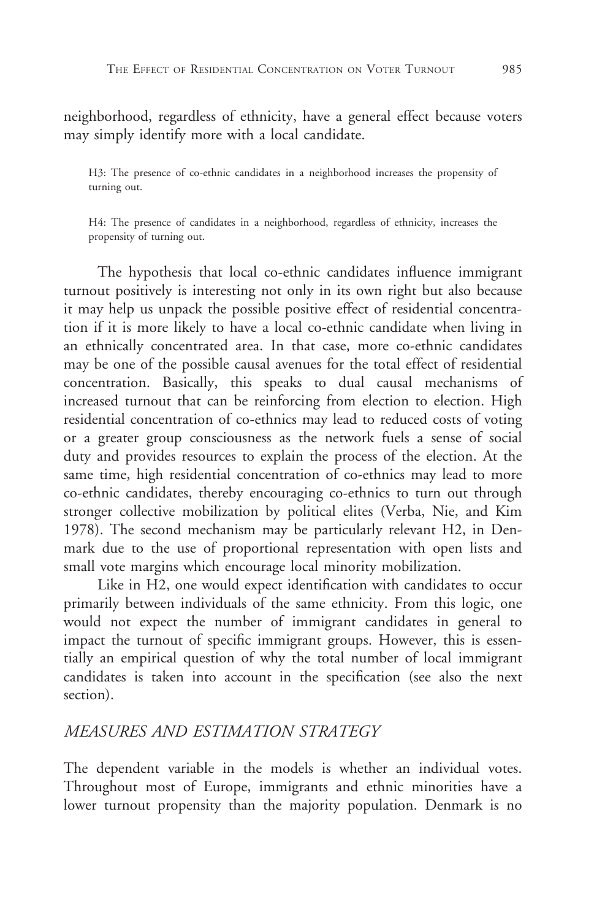neighborhood, regardless of ethnicity, have a general effect because voters may simply identify more with a local candidate.

> H3: The presence of co-ethnic candidates in a neighborhood increases the propensity of turning out.

> H4: The presence of candidates in a neighborhood, regardless of ethnicity, increases the propensity of turning out.

The hypothesis that local co-ethnic candidates influence immigrant turnout positively is interesting not only in its own right but also because it may help us unpack the possible positive effect of residential concentration if it is more likely to have a local co-ethnic candidate when living in an ethnically concentrated area. In that case, more co-ethnic candidates may be one of the possible causal avenues for the total effect of residential concentration. Basically, this speaks to dual causal mechanisms of increased turnout that can be reinforcing from election to election. High residential concentration of co-ethnics may lead to reduced costs of voting or a greater group consciousness as the network fuels a sense of social duty and provides resources to explain the process of the election. At the same time, high residential concentration of co-ethnics may lead to more co-ethnic candidates, thereby encouraging co-ethnics to turn out through stronger collective mobilization by political elites (Verba, Nie, and Kim 1978). The second mechanism may be particularly relevant H2, in Denmark due to the use of proportional representation with open lists and small vote margins which encourage local minority mobilization.

Like in H2, one would expect identification with candidates to occur primarily between individuals of the same ethnicity. From this logic, one would not expect the number of immigrant candidates in general to impact the turnout of specific immigrant groups. However, this is essentially an empirical question of why the total number of local immigrant candidates is taken into account in the specification (see also the next section).

## *MEASURES AND ESTIMATION STRATEGY*

The dependent variable in the models is whether an individual votes. Throughout most of Europe, immigrants and ethnic minorities have a lower turnout propensity than the majority population. Denmark is no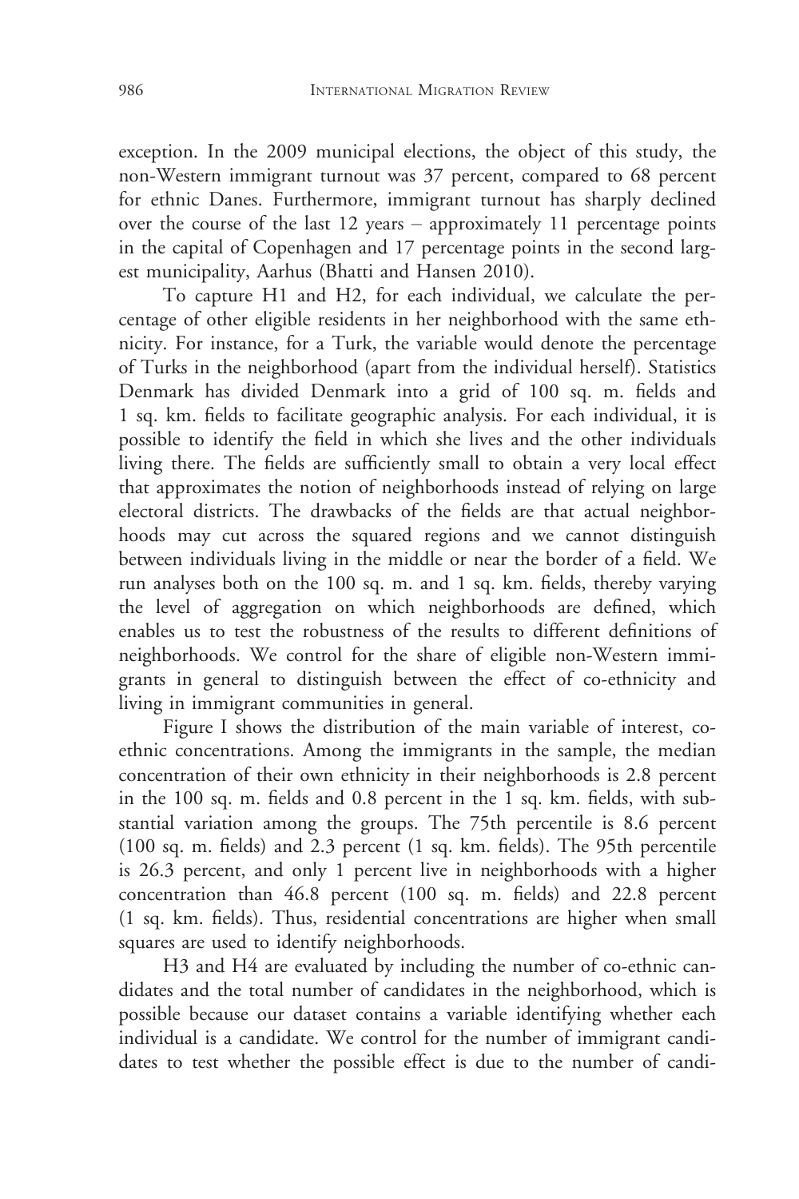exception. In the 2009 municipal elections, the object of this study, the non-Western immigrant turnout was 37 percent, compared to 68 percent for ethnic Danes. Furthermore, immigrant turnout has sharply declined over the course of the last 12 years – approximately 11 percentage points in the capital of Copenhagen and 17 percentage points in the second largest municipality, Aarhus (Bhatti and Hansen 2010).

To capture H1 and H2, for each individual, we calculate the percentage of other eligible residents in her neighborhood with the same ethnicity. For instance, for a Turk, the variable would denote the percentage of Turks in the neighborhood (apart from the individual herself). Statistics Denmark has divided Denmark into a grid of 100 sq. m. fields and 1 sq. km. fields to facilitate geographic analysis. For each individual, it is possible to identify the field in which she lives and the other individuals living there. The fields are sufficiently small to obtain a very local effect that approximates the notion of neighborhoods instead of relying on large electoral districts. The drawbacks of the fields are that actual neighborhoods may cut across the squared regions and we cannot distinguish between individuals living in the middle or near the border of a field. We run analyses both on the 100 sq. m. and 1 sq. km. fields, thereby varying the level of aggregation on which neighborhoods are defined, which enables us to test the robustness of the results to different definitions of neighborhoods. We control for the share of eligible non-Western immigrants in general to distinguish between the effect of co-ethnicity and living in immigrant communities in general.

Figure I shows the distribution of the main variable of interest, co-ethnic concentrations. Among the immigrants in the sample, the median concentration of their own ethnicity in their neighborhoods is 2.8 percent in the 100 sq. m. fields and 0.8 percent in the 1 sq. km. fields, with substantial variation among the groups. The 75th percentile is 8.6 percent (100 sq. m. fields) and 2.3 percent (1 sq. km. fields). The 95th percentile is 26.3 percent, and only 1 percent live in neighborhoods with a higher concentration than 46.8 percent (100 sq. m. fields) and 22.8 percent (1 sq. km. fields). Thus, residential concentrations are higher when small squares are used to identify neighborhoods.

H3 and H4 are evaluated by including the number of co-ethnic candidates and the total number of candidates in the neighborhood, which is possible because our dataset contains a variable identifying whether each individual is a candidate. We control for the number of immigrant candidates to test whether the possible effect is due to the number of candi-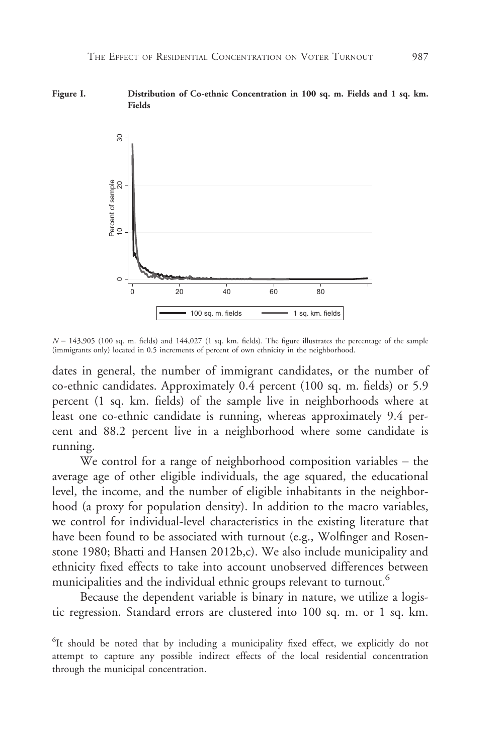**Figure I. Distribution of Co-ethnic Concentration in 100 sq. m. Fields and 1 sq. km. Fields**

$N$ = 143,905 (100 sq. m. fields) and 144,027 (1 sq. km. fields). The figure illustrates the percentage of the sample (immigrants only) located in 0.5 increments of percent of own ethnicity in the neighborhood.

dates in general, the number of immigrant candidates, or the number of co-ethnic candidates. Approximately 0.4 percent (100 sq. m. fields) or 5.9 percent (1 sq. km. fields) of the sample live in neighborhoods where at least one co-ethnic candidate is running, whereas approximately 9.4 percent and 88.2 percent live in a neighborhood where some candidate is running.

We control for a range of neighborhood composition variables – the average age of other eligible individuals, the age squared, the educational level, the income, and the number of eligible inhabitants in the neighborhood (a proxy for population density). In addition to the macro variables, we control for individual-level characteristics in the existing literature that have been found to be associated with turnout (e.g., Wolfinger and Rosenstone 1980; Bhatti and Hansen 2012b,c). We also include municipality and ethnicity fixed effects to take into account unobserved differences between municipalities and the individual ethnic groups relevant to turnout.[6]

Because the dependent variable is binary in nature, we utilize a logistic regression. Standard errors are clustered into 100 sq. m. or 1 sq. km.

[6]It should be noted that by including a municipality fixed effect, we explicitly do not attempt to capture any possible indirect effects of the local residential concentration through the municipal concentration.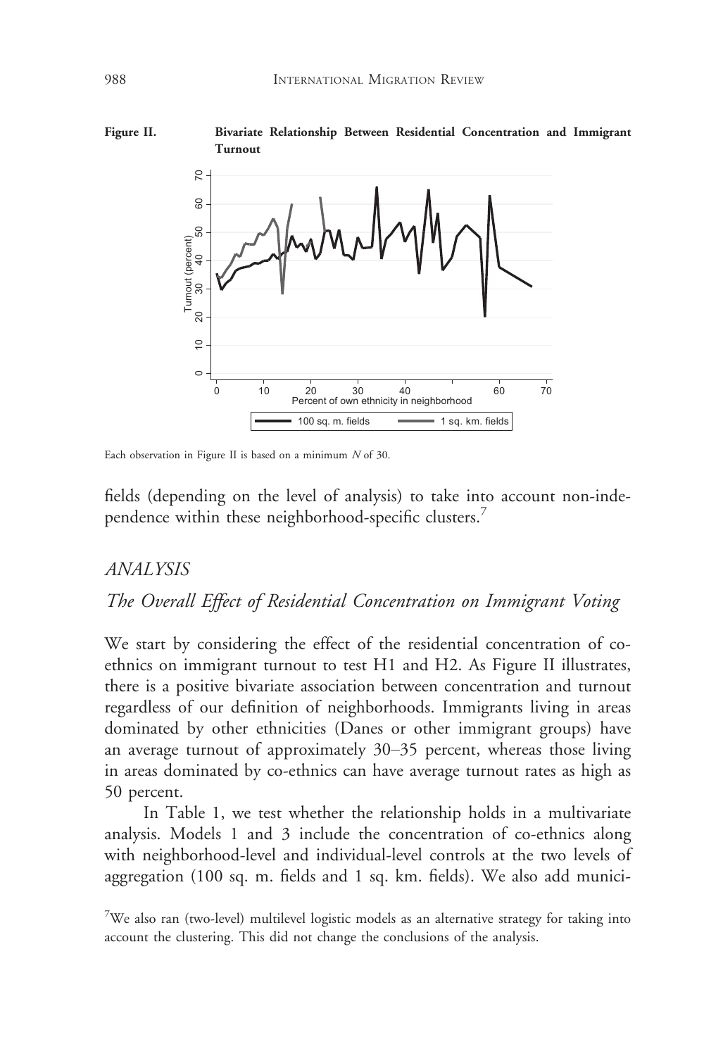**Figure II.** **Bivariate Relationship Between Residential Concentration and Immigrant Turnout**

Each observation in Figure II is based on a minimum $N$ of 30.

fields (depending on the level of analysis) to take into account non-independence within these neighborhood-specific clusters.[7]

## *ANALYSIS*

### *The Overall Effect of Residential Concentration on Immigrant Voting*

We start by considering the effect of the residential concentration of co-ethnics on immigrant turnout to test H1 and H2. As Figure II illustrates, there is a positive bivariate association between concentration and turnout regardless of our definition of neighborhoods. Immigrants living in areas dominated by other ethnicities (Danes or other immigrant groups) have an average turnout of approximately 30–35 percent, whereas those living in areas dominated by co-ethnics can have average turnout rates as high as 50 percent.

In Table 1, we test whether the relationship holds in a multivariate analysis. Models 1 and 3 include the concentration of co-ethnics along with neighborhood-level and individual-level controls at the two levels of aggregation (100 sq. m. fields and 1 sq. km. fields). We also add munici-

[7]We also ran (two-level) multilevel logistic models as an alternative strategy for taking into account the clustering. This did not change the conclusions of the analysis.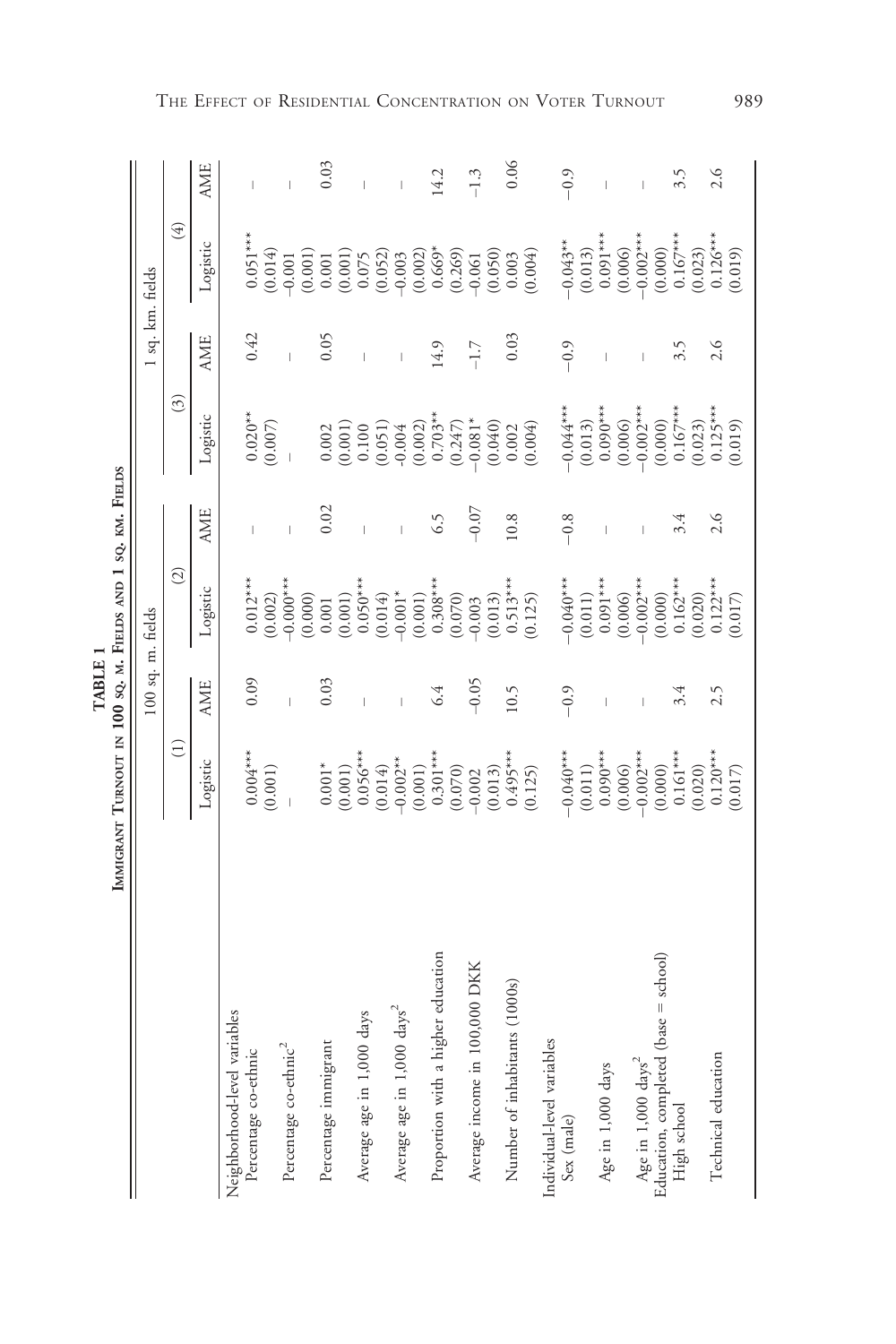**TABLE 1**

**Immigrant Turnout in 100 sq. m. Fields and 1 sq. km. Fields**

| | 100 sq. m. fields | | | | 1 sq. km. fields | | | |
|---|---|---|---|---|---|---|---|---|
| | (1) | | (2) | | (3) | | (4) | |
| | Logistic | AME | Logistic | AME | Logistic | AME | Logistic | AME |
| Neighborhood-level variables | | | | | | | | |
| Percentage co-ethnic | 0.004*** | 0.09 | 0.012*** | – | 0.020** | 0.42 | 0.051*** | – |
| | (0.001) | | (0.002) | | (0.007) | | (0.014) | |
| Percentage co-ethnic$^2$ | – | – | -0.000*** | – | – | – | -0.001 | – |
| | | | (0.000) | | | | (0.001) | |
| Percentage immigrant | 0.001* | 0.03 | 0.001 | 0.02 | 0.002 | 0.05 | 0.001 | 0.03 |
| | (0.001) | | (0.001) | | (0.001) | | (0.001) | |
| Average age in 1,000 days | 0.056*** | – | 0.050*** | – | 0.100 | – | 0.075 | – |
| | (0.014) | | (0.014) | | (0.051) | | (0.052) | |
| Average age in 1,000 days$^2$ | -0.002** | – | -0.001* | – | -0.004 | – | -0.003 | – |
| | (0.001) | | (0.001) | | (0.002) | | (0.002) | |
| Proportion with a higher education | 0.301*** | 6.4 | 0.308*** | 6.5 | 0.703** | 14.9 | 0.669* | 14.2 |
| | (0.070) | | (0.070) | | (0.247) | | (0.269) | |
| Average income in 100,000 DKK | -0.002 | -0.05 | -0.003 | -0.07 | -0.081* | -1.7 | -0.061 | -1.3 |
| | (0.013) | | (0.013) | | (0.040) | | (0.050) | |
| Number of inhabitants (1000s) | 0.495*** | 10.5 | 0.513*** | 10.8 | 0.002 | 0.03 | 0.003 | 0.06 |
| | (0.125) | | (0.125) | | (0.004) | | (0.004) | |
| Individual-level variables | | | | | | | | |
| Sex (male) | -0.040*** | -0.9 | -0.040*** | -0.8 | -0.044*** | -0.9 | -0.043** | -0.9 |
| | (0.011) | | (0.011) | | (0.013) | | (0.013) | |
| Age in 1,000 days | 0.090*** | – | 0.091*** | – | 0.090*** | – | 0.091*** | – |
| | (0.006) | | (0.006) | | (0.006) | | (0.006) | |
| Age in 1,000 days$^2$ | -0.002*** | – | -0.002*** | – | -0.002*** | – | -0.002*** | – |
| | (0.000) | | (0.000) | | (0.000) | | (0.000) | |
| Education, completed (base = school) | | | | | | | | |
| High school | 0.161*** | 3.4 | 0.162*** | 3.4 | 0.167*** | 3.5 | 0.167*** | 3.5 |
| | (0.020) | | (0.020) | | (0.023) | | (0.023) | |
| Technical education | 0.120*** | 2.5 | 0.122*** | 2.6 | 0.125*** | 2.6 | 0.126*** | 2.6 |
| | (0.017) | | (0.017) | | (0.019) | | (0.019) | |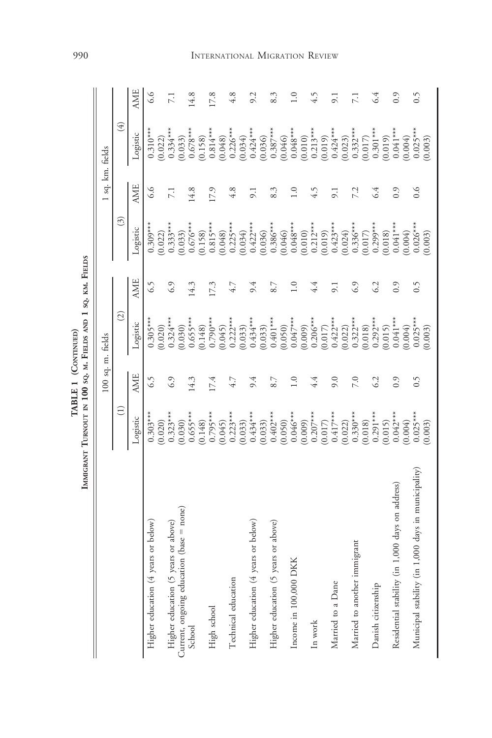**TABLE 1 (Continued)**

**Immigrant Turnout in 100 sq. m. Fields and 1 sq. km. Fields**

| | 100 sq. m. fields | | | | 1 sq. km. fields | | | |
|---|---|---|---|---|---|---|---|---|
| | (1) | | (2) | | (3) | | (4) | |
| | Logistic | AME | Logistic | AME | Logistic | AME | Logistic | AME |
| Higher education (4 years or below) | 0.303*** | 6.5 | 0.305*** | 6.5 | 0.309*** | 6.6 | 0.310*** | 6.6 |
| | (0.020) | | (0.020) | | (0.022) | | (0.022) | |
| Higher education (5 years or above) | 0.323*** | 6.9 | 0.324*** | 6.9 | 0.333*** | 7.1 | 0.334*** | 7.1 |
| | (0.030) | | (0.030) | | (0.033) | | (0.033) | |
| Current, ongoing education (base = none) | | | | | | | | |
| School | 0.655*** | 14.3 | 0.655*** | 14.3 | 0.676*** | 14.8 | 0.678*** | 14.8 |
| | (0.148) | | (0.148) | | (0.158) | | (0.158) | |
| High school | 0.795*** | 17.4 | 0.790*** | 17.3 | 0.815*** | 17.9 | 0.814*** | 17.8 |
| | (0.045) | | (0.045) | | (0.048) | | (0.048) | |
| Technical education | 0.223*** | 4.7 | 0.222*** | 4.7 | 0.225*** | 4.8 | 0.226*** | 4.8 |
| | (0.033) | | (0.033) | | (0.034) | | (0.034) | |
| Higher education (4 years or below) | 0.434*** | 9.4 | 0.434*** | 9.4 | 0.422*** | 9.1 | 0.424*** | 9.2 |
| | (0.033) | | (0.033) | | (0.036) | | (0.036) | |
| Higher education (5 years or above) | 0.402*** | 8.7 | 0.401*** | 8.7 | 0.386*** | 8.3 | 0.387*** | 8.3 |
| | (0.050) | | (0.050) | | (0.046) | | (0.046) | |
| Income in 100,000 DKK | 0.046*** | 1.0 | 0.047*** | 1.0 | 0.048*** | 1.0 | 0.048*** | 1.0 |
| | (0.009) | | (0.009) | | (0.010) | | (0.010) | |
| In work | 0.207*** | 4.4 | 0.206*** | 4.4 | 0.212*** | 4.5 | 0.213*** | 4.5 |
| | (0.017) | | (0.017) | | (0.019) | | (0.019) | |
| Married to a Dane | 0.417*** | 9.0 | 0.422*** | 9.1 | 0.423*** | 9.1 | 0.424*** | 9.1 |
| | (0.022) | | (0.022) | | (0.024) | | (0.023) | |
| Married to another immigrant | 0.330*** | 7.0 | 0.322*** | 6.9 | 0.336*** | 7.2 | 0.332*** | 7.1 |
| | (0.018) | | (0.018) | | (0.017) | | (0.017) | |
| Danish citizenship | 0.291*** | 6.2 | 0.292*** | 6.2 | 0.299*** | 6.4 | 0.301*** | 6.4 |
| | (0.015) | | (0.015) | | (0.018) | | (0.019) | |
| Residential stability (in 1,000 days on address) | 0.042*** | 0.9 | 0.041*** | 0.9 | 0.041*** | 0.9 | 0.041*** | 0.9 |
| | (0.004) | | (0.004) | | (0.004) | | (0.004) | |
| Municipal stability (in 1,000 days in municipality) | 0.025*** | 0.5 | 0.025*** | 0.5 | 0.026*** | 0.6 | 0.025*** | 0.5 |
| | (0.003) | | (0.003) | | (0.003) | | (0.003) | |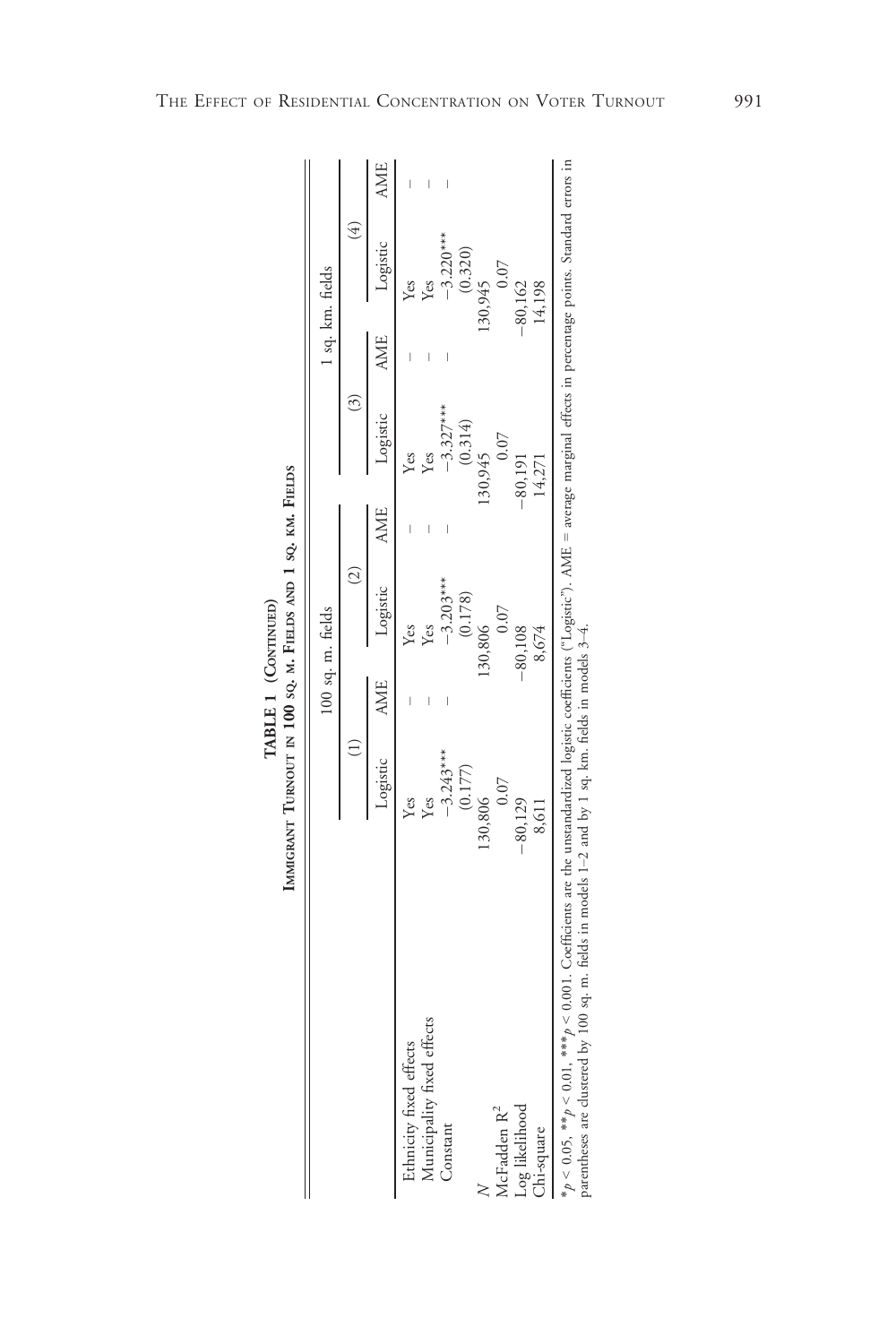**TABLE 1 (Continued)**

**Immigrant Turnout in 100 sq. m. Fields and 1 sq. km. Fields**

| | 100 sq. m. fields | | | | 1 sq. km. fields | | | |
|---|---|---|---|---|---|---|---|---|
| | (1) | | (2) | | (3) | | (4) | |
| | Logistic | AME | Logistic | AME | Logistic | AME | Logistic | AME |
| Ethnicity fixed effects | Yes | – | Yes | – | Yes | – | Yes | – |
| Municipality fixed effects | Yes | – | Yes | – | Yes | – | Yes | – |
| Constant | −3.243*** | – | −3.203*** | – | −3.327*** | – | −3.220*** | – |
| | (0.177) | | (0.178) | | (0.314) | | (0.320) | |
| $N$ | 130,806 | | 130,806 | | 130,945 | | 130,945 | |
| McFadden $R^2$ | 0.07 | | 0.07 | | 0.07 | | 0.07 | |
| Log likelihood | −80,129 | | −80,108 | | −80,191 | | −80,162 | |
| Chi-square | 8,611 | | 8,674 | | 14,271 | | 14,198 | |

\* $p < 0.05$, \*\* $p < 0.01$, \*\*\* $p < 0.001$. Coefficients are the unstandardized logistic coefficients ("Logistic"). AME = average marginal effects in percentage points. Standard errors in parentheses are clustered by 100 sq. m. fields in models 1–2 and by 1 sq. km. fields in models 3–4.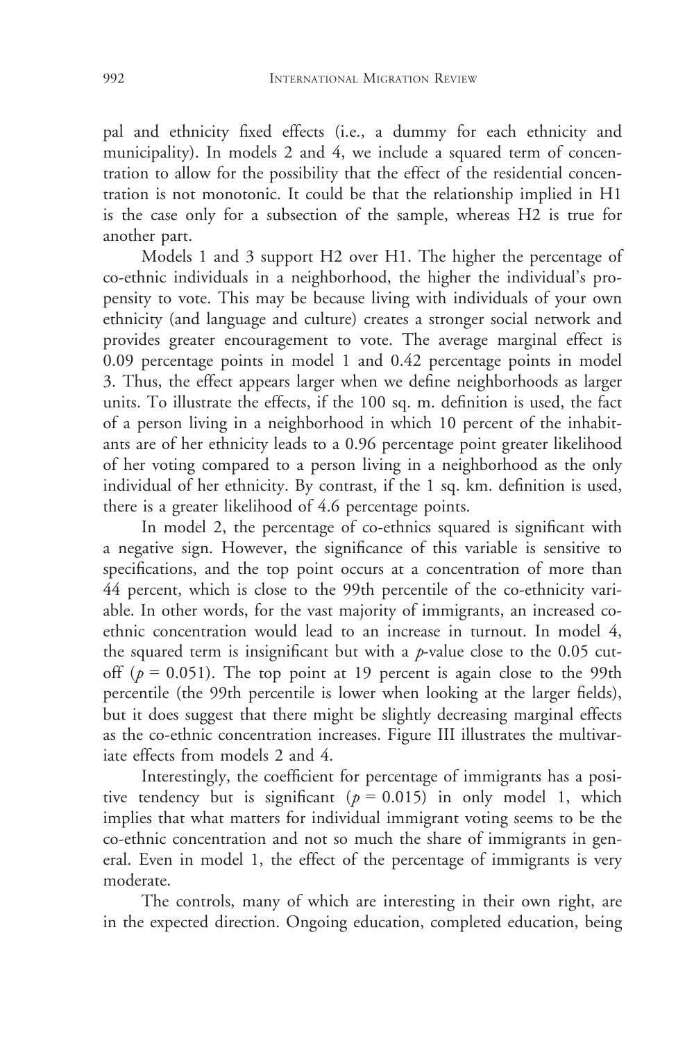pal and ethnicity fixed effects (i.e., a dummy for each ethnicity and municipality). In models 2 and 4, we include a squared term of concentration to allow for the possibility that the effect of the residential concentration is not monotonic. It could be that the relationship implied in H1 is the case only for a subsection of the sample, whereas H2 is true for another part.

Models 1 and 3 support H2 over H1. The higher the percentage of co-ethnic individuals in a neighborhood, the higher the individual's propensity to vote. This may be because living with individuals of your own ethnicity (and language and culture) creates a stronger social network and provides greater encouragement to vote. The average marginal effect is 0.09 percentage points in model 1 and 0.42 percentage points in model 3. Thus, the effect appears larger when we define neighborhoods as larger units. To illustrate the effects, if the 100 sq. m. definition is used, the fact of a person living in a neighborhood in which 10 percent of the inhabitants are of her ethnicity leads to a 0.96 percentage point greater likelihood of her voting compared to a person living in a neighborhood as the only individual of her ethnicity. By contrast, if the 1 sq. km. definition is used, there is a greater likelihood of 4.6 percentage points.

In model 2, the percentage of co-ethnics squared is significant with a negative sign. However, the significance of this variable is sensitive to specifications, and the top point occurs at a concentration of more than 44 percent, which is close to the 99th percentile of the co-ethnicity variable. In other words, for the vast majority of immigrants, an increased co-ethnic concentration would lead to an increase in turnout. In model 4, the squared term is insignificant but with a $p$-value close to the 0.05 cutoff ($p = 0.051$). The top point at 19 percent is again close to the 99th percentile (the 99th percentile is lower when looking at the larger fields), but it does suggest that there might be slightly decreasing marginal effects as the co-ethnic concentration increases. Figure III illustrates the multivariate effects from models 2 and 4.

Interestingly, the coefficient for percentage of immigrants has a positive tendency but is significant ($p = 0.015$) in only model 1, which implies that what matters for individual immigrant voting seems to be the co-ethnic concentration and not so much the share of immigrants in general. Even in model 1, the effect of the percentage of immigrants is very moderate.

The controls, many of which are interesting in their own right, are in the expected direction. Ongoing education, completed education, being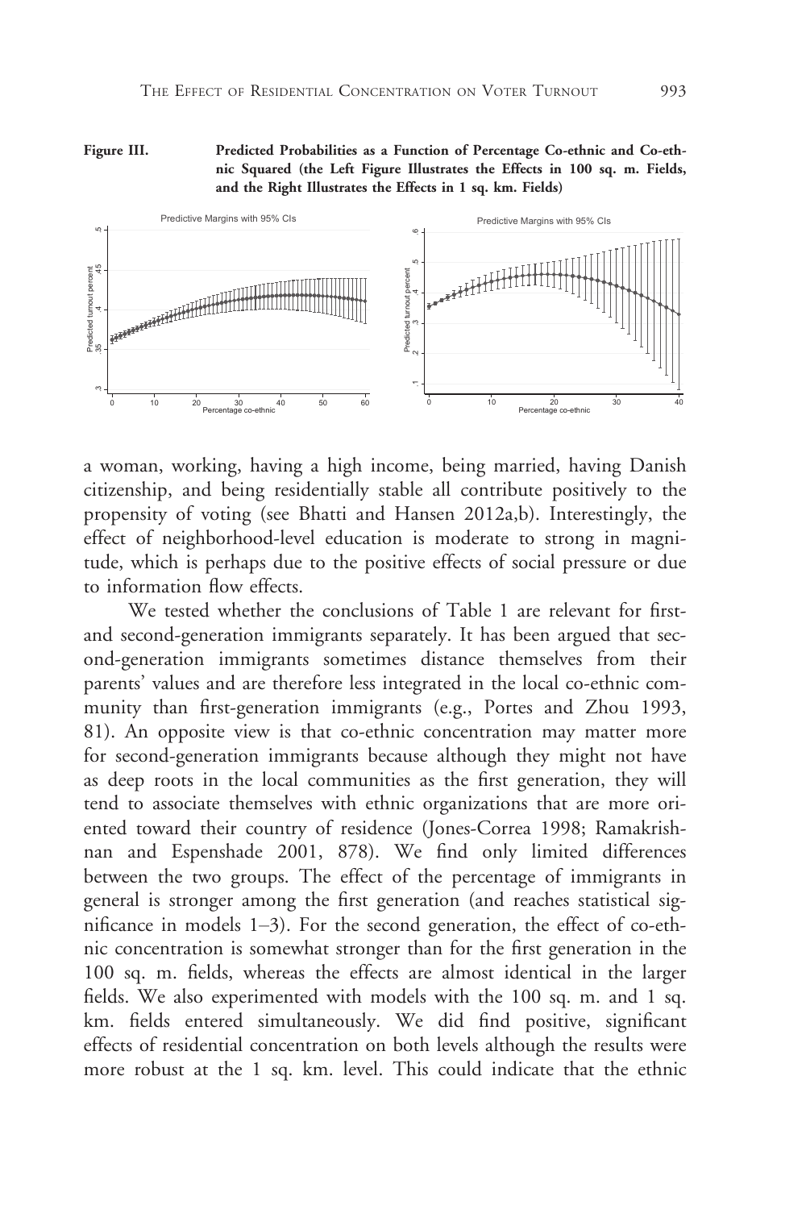Figure III. Predicted Probabilities as a Function of Percentage Co-ethnic and Co-ethnic Squared (the Left Figure Illustrates the Effects in 100 sq. m. Fields, and the Right Illustrates the Effects in 1 sq. km. Fields)

a woman, working, having a high income, being married, having Danish citizenship, and being residentially stable all contribute positively to the propensity of voting (see Bhatti and Hansen 2012a,b). Interestingly, the effect of neighborhood-level education is moderate to strong in magnitude, which is perhaps due to the positive effects of social pressure or due to information flow effects.

We tested whether the conclusions of Table 1 are relevant for first- and second-generation immigrants separately. It has been argued that second-generation immigrants sometimes distance themselves from their parents' values and are therefore less integrated in the local co-ethnic community than first-generation immigrants (e.g., Portes and Zhou 1993, 81). An opposite view is that co-ethnic concentration may matter more for second-generation immigrants because although they might not have as deep roots in the local communities as the first generation, they will tend to associate themselves with ethnic organizations that are more oriented toward their country of residence (Jones-Correa 1998; Ramakrishnan and Espenshade 2001, 878). We find only limited differences between the two groups. The effect of the percentage of immigrants in general is stronger among the first generation (and reaches statistical significance in models 1–3). For the second generation, the effect of co-ethnic concentration is somewhat stronger than for the first generation in the 100 sq. m. fields, whereas the effects are almost identical in the larger fields. We also experimented with models with the 100 sq. m. and 1 sq. km. fields entered simultaneously. We did find positive, significant effects of residential concentration on both levels although the results were more robust at the 1 sq. km. level. This could indicate that the ethnic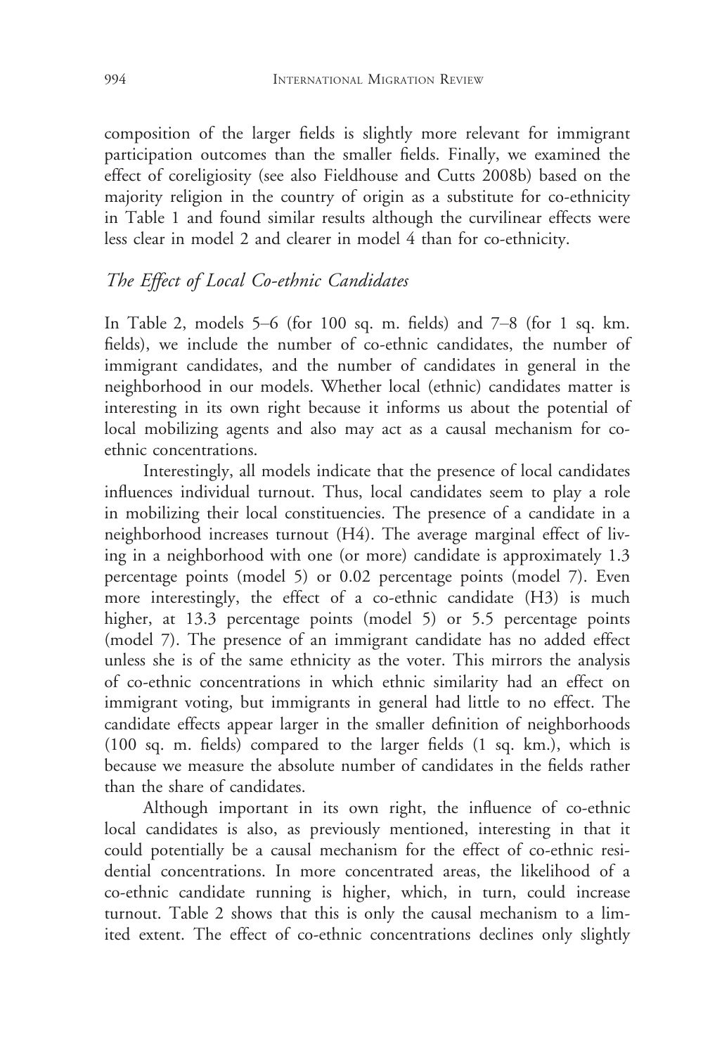composition of the larger fields is slightly more relevant for immigrant participation outcomes than the smaller fields. Finally, we examined the effect of coreligiosity (see also Fieldhouse and Cutts 2008b) based on the majority religion in the country of origin as a substitute for co-ethnicity in Table 1 and found similar results although the curvilinear effects were less clear in model 2 and clearer in model 4 than for co-ethnicity.

### *The Effect of Local Co-ethnic Candidates*

In Table 2, models 5–6 (for 100 sq. m. fields) and 7–8 (for 1 sq. km. fields), we include the number of co-ethnic candidates, the number of immigrant candidates, and the number of candidates in general in the neighborhood in our models. Whether local (ethnic) candidates matter is interesting in its own right because it informs us about the potential of local mobilizing agents and also may act as a causal mechanism for co-ethnic concentrations.

Interestingly, all models indicate that the presence of local candidates influences individual turnout. Thus, local candidates seem to play a role in mobilizing their local constituencies. The presence of a candidate in a neighborhood increases turnout (H4). The average marginal effect of living in a neighborhood with one (or more) candidate is approximately 1.3 percentage points (model 5) or 0.02 percentage points (model 7). Even more interestingly, the effect of a co-ethnic candidate (H3) is much higher, at 13.3 percentage points (model 5) or 5.5 percentage points (model 7). The presence of an immigrant candidate has no added effect unless she is of the same ethnicity as the voter. This mirrors the analysis of co-ethnic concentrations in which ethnic similarity had an effect on immigrant voting, but immigrants in general had little to no effect. The candidate effects appear larger in the smaller definition of neighborhoods (100 sq. m. fields) compared to the larger fields (1 sq. km.), which is because we measure the absolute number of candidates in the fields rather than the share of candidates.

Although important in its own right, the influence of co-ethnic local candidates is also, as previously mentioned, interesting in that it could potentially be a causal mechanism for the effect of co-ethnic residential concentrations. In more concentrated areas, the likelihood of a co-ethnic candidate running is higher, which, in turn, could increase turnout. Table 2 shows that this is only the causal mechanism to a limited extent. The effect of co-ethnic concentrations declines only slightly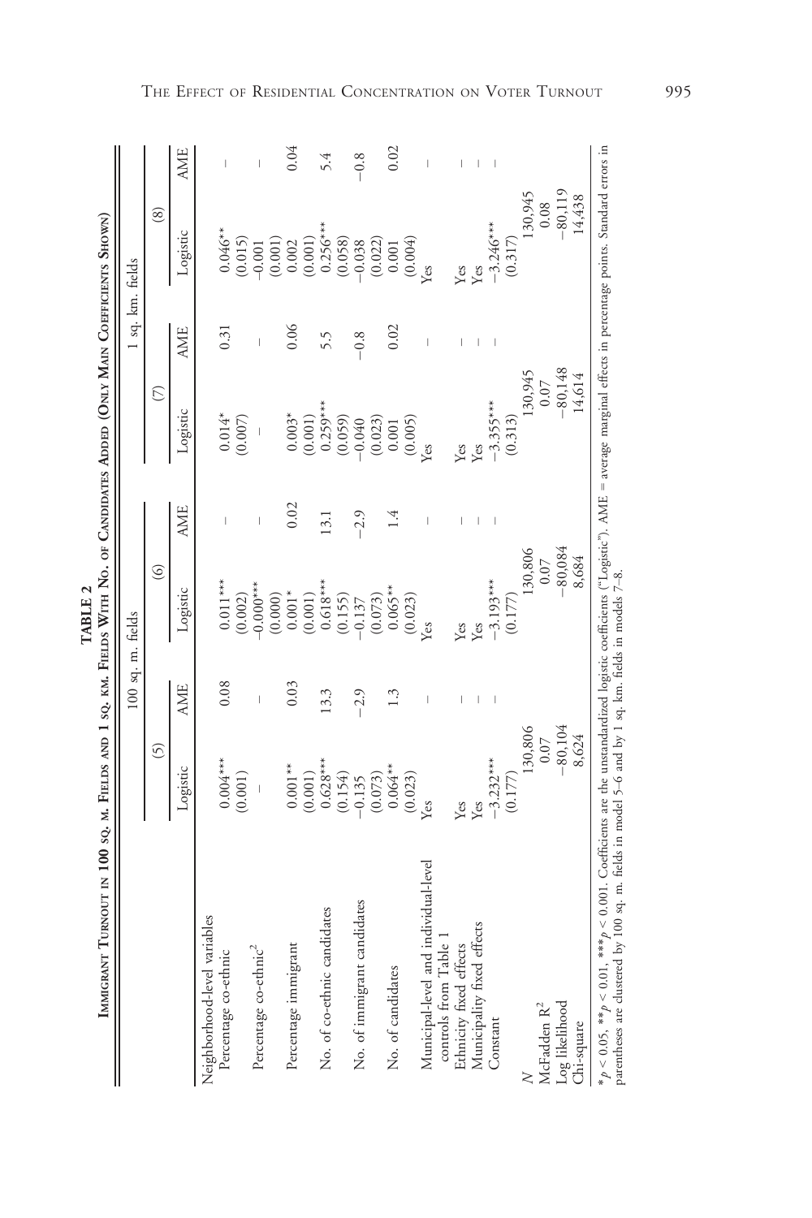**TABLE 2**

**Immigrant Turnout in 100 sq. m. Fields and 1 sq. km. Fields With No. of Candidates Added (Only Main Coefficients Shown)**

| | 100 sq. m. fields | | | | 1 sq. km. fields | | | |
|---|---|---|---|---|---|---|---|---|
| | (5) | | (6) | | (7) | | (8) | |
| | Logistic | AME | Logistic | AME | Logistic | AME | Logistic | AME |
| Neighborhood-level variables | | | | | | | | |
| Percentage co-ethnic | 0.004*** | 0.08 | 0.011*** | – | 0.014* | 0.31 | 0.046** | – |
| | (0.001) | | (0.002) | | (0.007) | | (0.015) | |
| Percentage co-ethnic$^2$ | – | – | −0.000*** | – | – | – | −0.001 | – |
| | | | (0.000) | | | | (0.001) | |
| Percentage immigrant | 0.001** | 0.03 | 0.001* | 0.02 | 0.003* | 0.06 | 0.002 | 0.04 |
| | (0.001) | | (0.001) | | (0.001) | | (0.001) | |
| No. of co-ethnic candidates | 0.628*** | 13.3 | 0.618*** | 13.1 | 0.259*** | 5.5 | 0.256*** | 5.4 |
| | (0.154) | | (0.155) | | (0.059) | | (0.058) | |
| No. of immigrant candidates | −0.135 | −2.9 | −0.137 | −2.9 | −0.040 | −0.8 | −0.038 | −0.8 |
| | (0.073) | | (0.073) | | (0.023) | | (0.022) | |
| No. of candidates | 0.064** | 1.3 | 0.065** | 1.4 | 0.001 | 0.02 | 0.001 | 0.02 |
| | (0.023) | | (0.023) | | (0.005) | | (0.004) | |
| Municipal-level and individual-level controls from Table 1 | Yes | – | Yes | – | Yes | – | Yes | – |
| Ethnicity fixed effects | Yes | – | Yes | – | Yes | – | Yes | – |
| Municipality fixed effects | Yes | – | Yes | – | Yes | – | Yes | – |
| Constant | −3.232*** | – | −3.193*** | – | −3.355*** | – | −3.246*** | – |
| | (0.177) | | (0.177) | | (0.313) | | (0.317) | |
| $N$ | 130,806 | | 130,806 | | 130,945 | | 130,945 | |
| McFadden $R^2$ | 0.07 | | 0.07 | | 0.07 | | 0.08 | |
| Log likelihood | −80,104 | | −80,084 | | −80,148 | | −80,119 | |
| Chi-square | 8,624 | | 8,684 | | 14,614 | | 14,438 | |

\* $p < 0.05$, \*\* $p < 0.01$, \*\*\* $p < 0.001$. Coefficients are the unstandardized logistic coefficients ("Logistic"). AME = average marginal effects in percentage points. Standard errors in parentheses are clustered by 100 sq. m. fields in model 5–6 and by 1 sq. km. fields in models 7–8.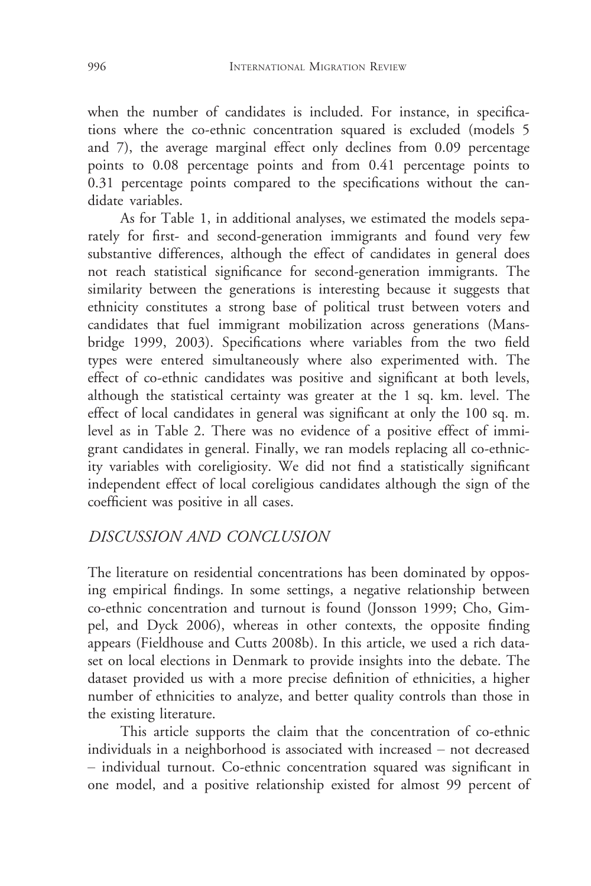when the number of candidates is included. For instance, in specifications where the co-ethnic concentration squared is excluded (models 5 and 7), the average marginal effect only declines from 0.09 percentage points to 0.08 percentage points and from 0.41 percentage points to 0.31 percentage points compared to the specifications without the candidate variables.

As for Table 1, in additional analyses, we estimated the models separately for first- and second-generation immigrants and found very few substantive differences, although the effect of candidates in general does not reach statistical significance for second-generation immigrants. The similarity between the generations is interesting because it suggests that ethnicity constitutes a strong base of political trust between voters and candidates that fuel immigrant mobilization across generations (Mansbridge 1999, 2003). Specifications where variables from the two field types were entered simultaneously where also experimented with. The effect of co-ethnic candidates was positive and significant at both levels, although the statistical certainty was greater at the 1 sq. km. level. The effect of local candidates in general was significant at only the 100 sq. m. level as in Table 2. There was no evidence of a positive effect of immigrant candidates in general. Finally, we ran models replacing all co-ethnicity variables with coreligiosity. We did not find a statistically significant independent effect of local coreligious candidates although the sign of the coefficient was positive in all cases.

## *DISCUSSION AND CONCLUSION*

The literature on residential concentrations has been dominated by opposing empirical findings. In some settings, a negative relationship between co-ethnic concentration and turnout is found (Jonsson 1999; Cho, Gimpel, and Dyck 2006), whereas in other contexts, the opposite finding appears (Fieldhouse and Cutts 2008b). In this article, we used a rich dataset on local elections in Denmark to provide insights into the debate. The dataset provided us with a more precise definition of ethnicities, a higher number of ethnicities to analyze, and better quality controls than those in the existing literature.

This article supports the claim that the concentration of co-ethnic individuals in a neighborhood is associated with increased – not decreased – individual turnout. Co-ethnic concentration squared was significant in one model, and a positive relationship existed for almost 99 percent of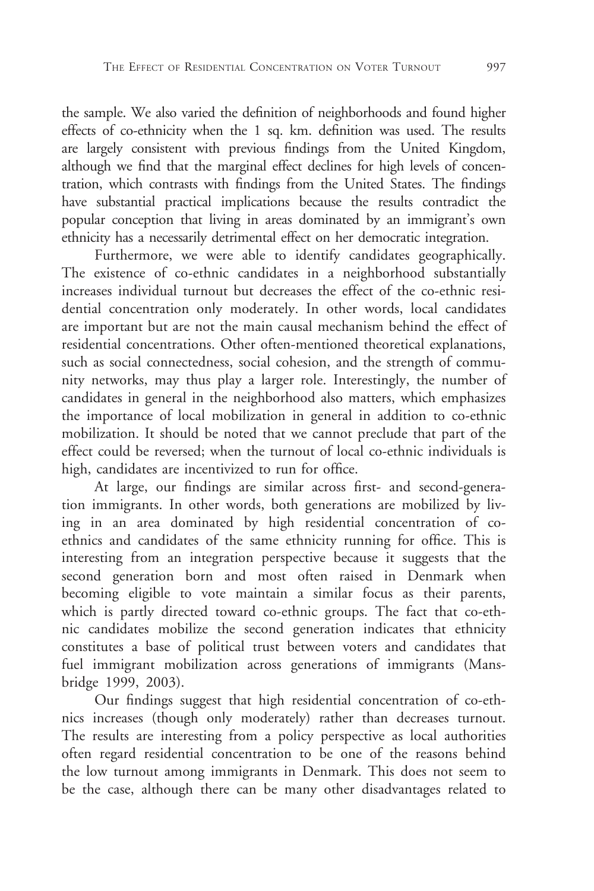the sample. We also varied the definition of neighborhoods and found higher effects of co-ethnicity when the 1 sq. km. definition was used. The results are largely consistent with previous findings from the United Kingdom, although we find that the marginal effect declines for high levels of concentration, which contrasts with findings from the United States. The findings have substantial practical implications because the results contradict the popular conception that living in areas dominated by an immigrant's own ethnicity has a necessarily detrimental effect on her democratic integration.

Furthermore, we were able to identify candidates geographically. The existence of co-ethnic candidates in a neighborhood substantially increases individual turnout but decreases the effect of the co-ethnic residential concentration only moderately. In other words, local candidates are important but are not the main causal mechanism behind the effect of residential concentrations. Other often-mentioned theoretical explanations, such as social connectedness, social cohesion, and the strength of community networks, may thus play a larger role. Interestingly, the number of candidates in general in the neighborhood also matters, which emphasizes the importance of local mobilization in general in addition to co-ethnic mobilization. It should be noted that we cannot preclude that part of the effect could be reversed; when the turnout of local co-ethnic individuals is high, candidates are incentivized to run for office.

At large, our findings are similar across first- and second-generation immigrants. In other words, both generations are mobilized by living in an area dominated by high residential concentration of co-ethnics and candidates of the same ethnicity running for office. This is interesting from an integration perspective because it suggests that the second generation born and most often raised in Denmark when becoming eligible to vote maintain a similar focus as their parents, which is partly directed toward co-ethnic groups. The fact that co-ethnic candidates mobilize the second generation indicates that ethnicity constitutes a base of political trust between voters and candidates that fuel immigrant mobilization across generations of immigrants (Mansbridge 1999, 2003).

Our findings suggest that high residential concentration of co-ethnics increases (though only moderately) rather than decreases turnout. The results are interesting from a policy perspective as local authorities often regard residential concentration to be one of the reasons behind the low turnout among immigrants in Denmark. This does not seem to be the case, although there can be many other disadvantages related to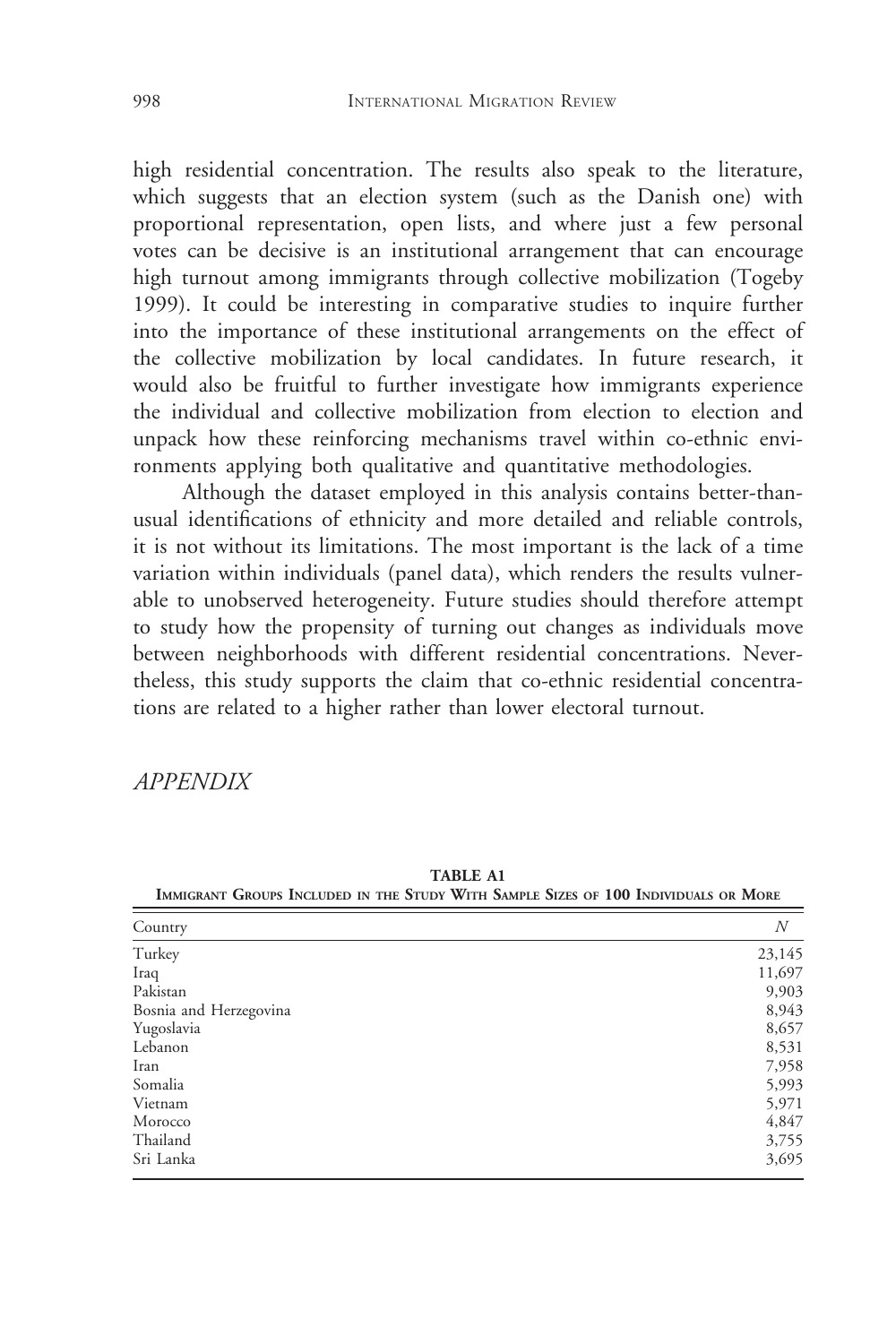high residential concentration. The results also speak to the literature, which suggests that an election system (such as the Danish one) with proportional representation, open lists, and where just a few personal votes can be decisive is an institutional arrangement that can encourage high turnout among immigrants through collective mobilization (Togeby 1999). It could be interesting in comparative studies to inquire further into the importance of these institutional arrangements on the effect of the collective mobilization by local candidates. In future research, it would also be fruitful to further investigate how immigrants experience the individual and collective mobilization from election to election and unpack how these reinforcing mechanisms travel within co-ethnic environments applying both qualitative and quantitative methodologies.

Although the dataset employed in this analysis contains better-than-usual identifications of ethnicity and more detailed and reliable controls, it is not without its limitations. The most important is the lack of a time variation within individuals (panel data), which renders the results vulnerable to unobserved heterogeneity. Future studies should therefore attempt to study how the propensity of turning out changes as individuals move between neighborhoods with different residential concentrations. Nevertheless, this study supports the claim that co-ethnic residential concentrations are related to a higher rather than lower electoral turnout.

## *APPENDIX*

**TABLE A1**
**Immigrant Groups Included in the Study With Sample Sizes of 100 Individuals or More**

| Country | *N* |
|---|---|
| Turkey | 23,145 |
| Iraq | 11,697 |
| Pakistan | 9,903 |
| Bosnia and Herzegovina | 8,943 |
| Yugoslavia | 8,657 |
| Lebanon | 8,531 |
| Iran | 7,958 |
| Somalia | 5,993 |
| Vietnam | 5,971 |
| Morocco | 4,847 |
| Thailand | 3,755 |
| Sri Lanka | 3,695 |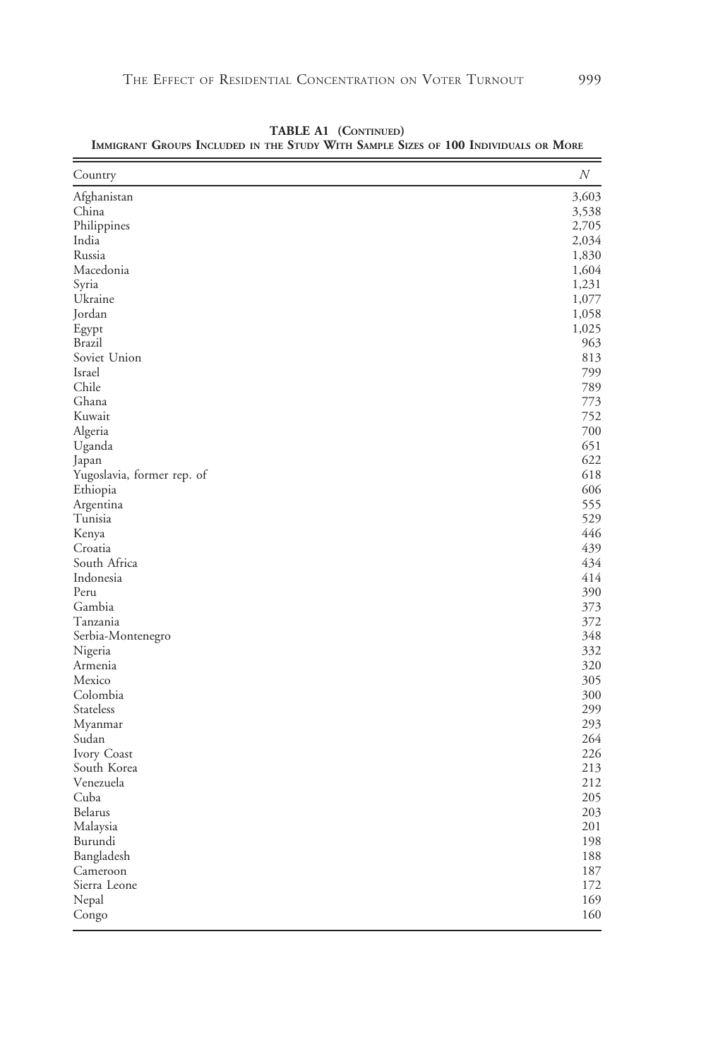**TABLE A1 (Continued)**
**Immigrant Groups Included in the Study With Sample Sizes of 100 Individuals or More**

| Country | $N$ |
|---|---|
| Afghanistan | 3,603 |
| China | 3,538 |
| Philippines | 2,705 |
| India | 2,034 |
| Russia | 1,830 |
| Macedonia | 1,604 |
| Syria | 1,231 |
| Ukraine | 1,077 |
| Jordan | 1,058 |
| Egypt | 1,025 |
| Brazil | 963 |
| Soviet Union | 813 |
| Israel | 799 |
| Chile | 789 |
| Ghana | 773 |
| Kuwait | 752 |
| Algeria | 700 |
| Uganda | 651 |
| Japan | 622 |
| Yugoslavia, former rep. of | 618 |
| Ethiopia | 606 |
| Argentina | 555 |
| Tunisia | 529 |
| Kenya | 446 |
| Croatia | 439 |
| South Africa | 434 |
| Indonesia | 414 |
| Peru | 390 |
| Gambia | 373 |
| Tanzania | 372 |
| Serbia-Montenegro | 348 |
| Nigeria | 332 |
| Armenia | 320 |
| Mexico | 305 |
| Colombia | 300 |
| Stateless | 299 |
| Myanmar | 293 |
| Sudan | 264 |
| Ivory Coast | 226 |
| South Korea | 213 |
| Venezuela | 212 |
| Cuba | 205 |
| Belarus | 203 |
| Malaysia | 201 |
| Burundi | 198 |
| Bangladesh | 188 |
| Cameroon | 187 |
| Sierra Leone | 172 |
| Nepal | 169 |
| Congo | 160 |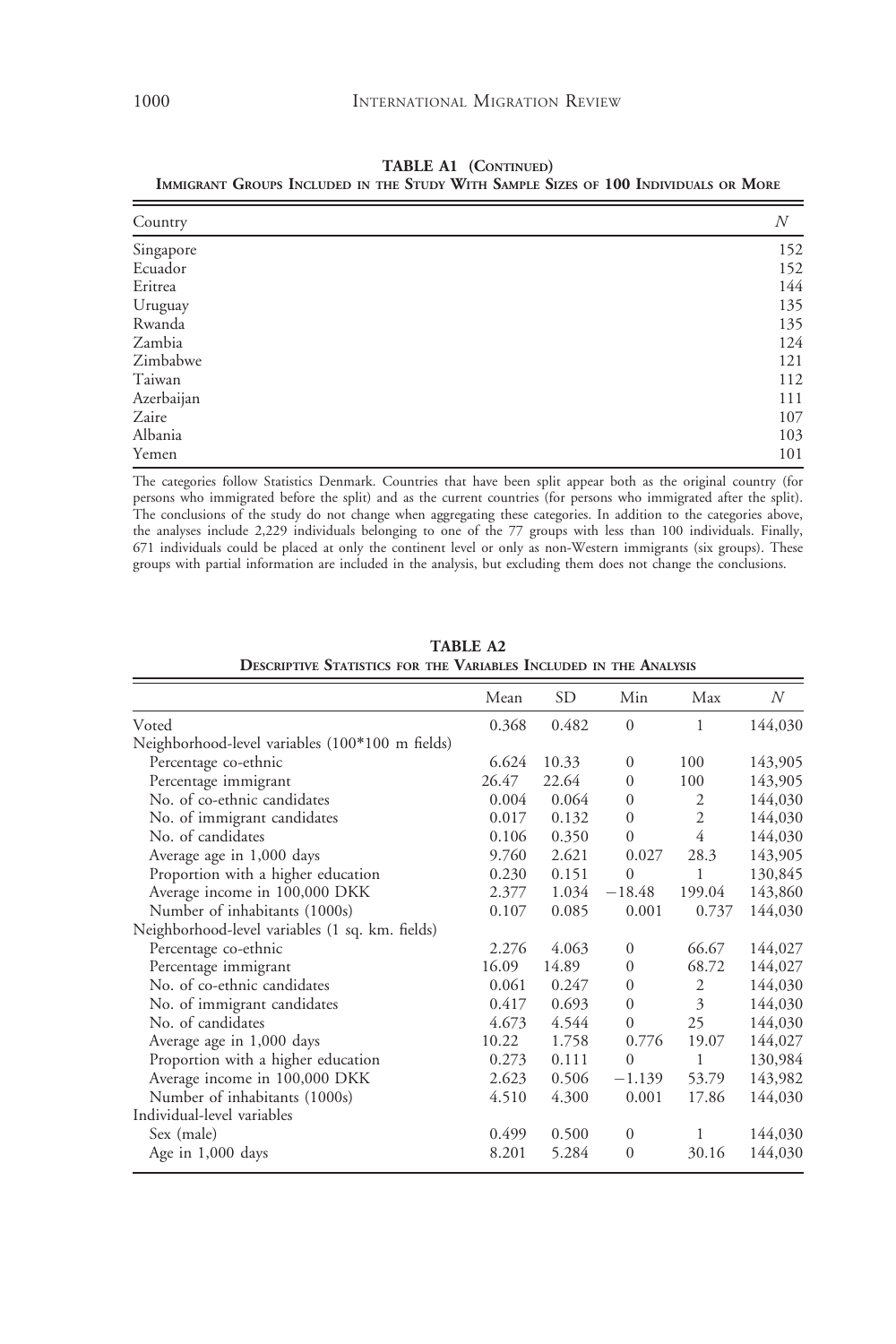**TABLE A1 (Continued)**
**Immigrant Groups Included in the Study With Sample Sizes of 100 Individuals or More**

| Country | $N$ |
|---|---|
| Singapore | 152 |
| Ecuador | 152 |
| Eritrea | 144 |
| Uruguay | 135 |
| Rwanda | 135 |
| Zambia | 124 |
| Zimbabwe | 121 |
| Taiwan | 112 |
| Azerbaijan | 111 |
| Zaire | 107 |
| Albania | 103 |
| Yemen | 101 |

The categories follow Statistics Denmark. Countries that have been split appear both as the original country (for persons who immigrated before the split) and as the current countries (for persons who immigrated after the split). The conclusions of the study do not change when aggregating these categories. In addition to the categories above, the analyses include 2,229 individuals belonging to one of the 77 groups with less than 100 individuals. Finally, 671 individuals could be placed at only the continent level or only as non-Western immigrants (six groups). These groups with partial information are included in the analysis, but excluding them does not change the conclusions.

**TABLE A2**
**Descriptive Statistics for the Variables Included in the Analysis**

| | Mean | SD | Min | Max | $N$ |
|---|---|---|---|---|---|
| Voted | 0.368 | 0.482 | 0 | 1 | 144,030 |
| Neighborhood-level variables (100*100 m fields) | | | | | |
| Percentage co-ethnic | 6.624 | 10.33 | 0 | 100 | 143,905 |
| Percentage immigrant | 26.47 | 22.64 | 0 | 100 | 143,905 |
| No. of co-ethnic candidates | 0.004 | 0.064 | 0 | 2 | 144,030 |
| No. of immigrant candidates | 0.017 | 0.132 | 0 | 2 | 144,030 |
| No. of candidates | 0.106 | 0.350 | 0 | 4 | 144,030 |
| Average age in 1,000 days | 9.760 | 2.621 | 0.027 | 28.3 | 143,905 |
| Proportion with a higher education | 0.230 | 0.151 | 0 | 1 | 130,845 |
| Average income in 100,000 DKK | 2.377 | 1.034 | −18.48 | 199.04 | 143,860 |
| Number of inhabitants (1000s) | 0.107 | 0.085 | 0.001 | 0.737 | 144,030 |
| Neighborhood-level variables (1 sq. km. fields) | | | | | |
| Percentage co-ethnic | 2.276 | 4.063 | 0 | 66.67 | 144,027 |
| Percentage immigrant | 16.09 | 14.89 | 0 | 68.72 | 144,027 |
| No. of co-ethnic candidates | 0.061 | 0.247 | 0 | 2 | 144,030 |
| No. of immigrant candidates | 0.417 | 0.693 | 0 | 3 | 144,030 |
| No. of candidates | 4.673 | 4.544 | 0 | 25 | 144,030 |
| Average age in 1,000 days | 10.22 | 1.758 | 0.776 | 19.07 | 144,027 |
| Proportion with a higher education | 0.273 | 0.111 | 0 | 1 | 130,984 |
| Average income in 100,000 DKK | 2.623 | 0.506 | −1.139 | 53.79 | 143,982 |
| Number of inhabitants (1000s) | 4.510 | 4.300 | 0.001 | 17.86 | 144,030 |
| Individual-level variables | | | | | |
| Sex (male) | 0.499 | 0.500 | 0 | 1 | 144,030 |
| Age in 1,000 days | 8.201 | 5.284 | 0 | 30.16 | 144,030 |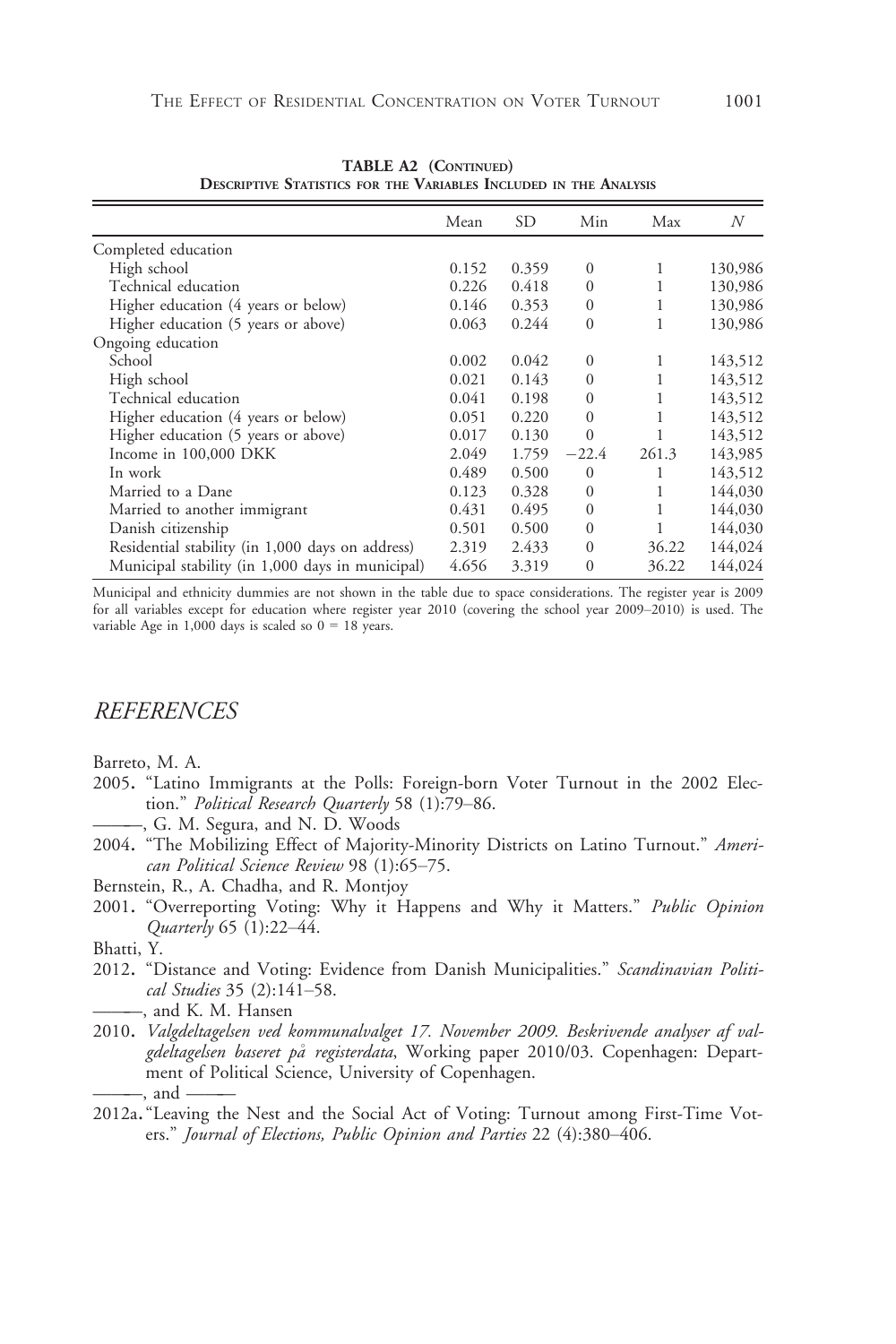**TABLE A2 (Continued)**
**Descriptive Statistics for the Variables Included in the Analysis**

| | Mean | SD | Min | Max | N |
|---|---|---|---|---|---|
| Completed education | | | | | |
| High school | 0.152 | 0.359 | 0 | 1 | 130,986 |
| Technical education | 0.226 | 0.418 | 0 | 1 | 130,986 |
| Higher education (4 years or below) | 0.146 | 0.353 | 0 | 1 | 130,986 |
| Higher education (5 years or above) | 0.063 | 0.244 | 0 | 1 | 130,986 |
| Ongoing education | | | | | |
| School | 0.002 | 0.042 | 0 | 1 | 143,512 |
| High school | 0.021 | 0.143 | 0 | 1 | 143,512 |
| Technical education | 0.041 | 0.198 | 0 | 1 | 143,512 |
| Higher education (4 years or below) | 0.051 | 0.220 | 0 | 1 | 143,512 |
| Higher education (5 years or above) | 0.017 | 0.130 | 0 | 1 | 143,512 |
| Income in 100,000 DKK | 2.049 | 1.759 | −22.4 | 261.3 | 143,985 |
| In work | 0.489 | 0.500 | 0 | 1 | 143,512 |
| Married to a Dane | 0.123 | 0.328 | 0 | 1 | 144,030 |
| Married to another immigrant | 0.431 | 0.495 | 0 | 1 | 144,030 |
| Danish citizenship | 0.501 | 0.500 | 0 | 1 | 144,030 |
| Residential stability (in 1,000 days on address) | 2.319 | 2.433 | 0 | 36.22 | 144,024 |
| Municipal stability (in 1,000 days in municipal) | 4.656 | 3.319 | 0 | 36.22 | 144,024 |

Municipal and ethnicity dummies are not shown in the table due to space considerations. The register year is 2009 for all variables except for education where register year 2010 (covering the school year 2009–2010) is used. The variable Age in 1,000 days is scaled so 0 = 18 years.

## *REFERENCES*

Barreto, M. A.

2005. "Latino Immigrants at the Polls: Foreign-born Voter Turnout in the 2002 Election." *Political Research Quarterly* 58 (1):79–86.

———, G. M. Segura, and N. D. Woods

2004. "The Mobilizing Effect of Majority-Minority Districts on Latino Turnout." *American Political Science Review* 98 (1):65–75.

Bernstein, R., A. Chadha, and R. Montjoy

2001. "Overreporting Voting: Why it Happens and Why it Matters." *Public Opinion Quarterly* 65 (1):22–44.

Bhatti, Y.

2012. "Distance and Voting: Evidence from Danish Municipalities." *Scandinavian Political Studies* 35 (2):141–58.

———, and K. M. Hansen

2010. *Valgdeltagelsen ved kommunalvalget 17. November 2009. Beskrivende analyser af valgdeltagelsen baseret på registerdata*, Working paper 2010/03. Copenhagen: Department of Political Science, University of Copenhagen.

———, and ———

2012a. "Leaving the Nest and the Social Act of Voting: Turnout among First-Time Voters." *Journal of Elections, Public Opinion and Parties* 22 (4):380–406.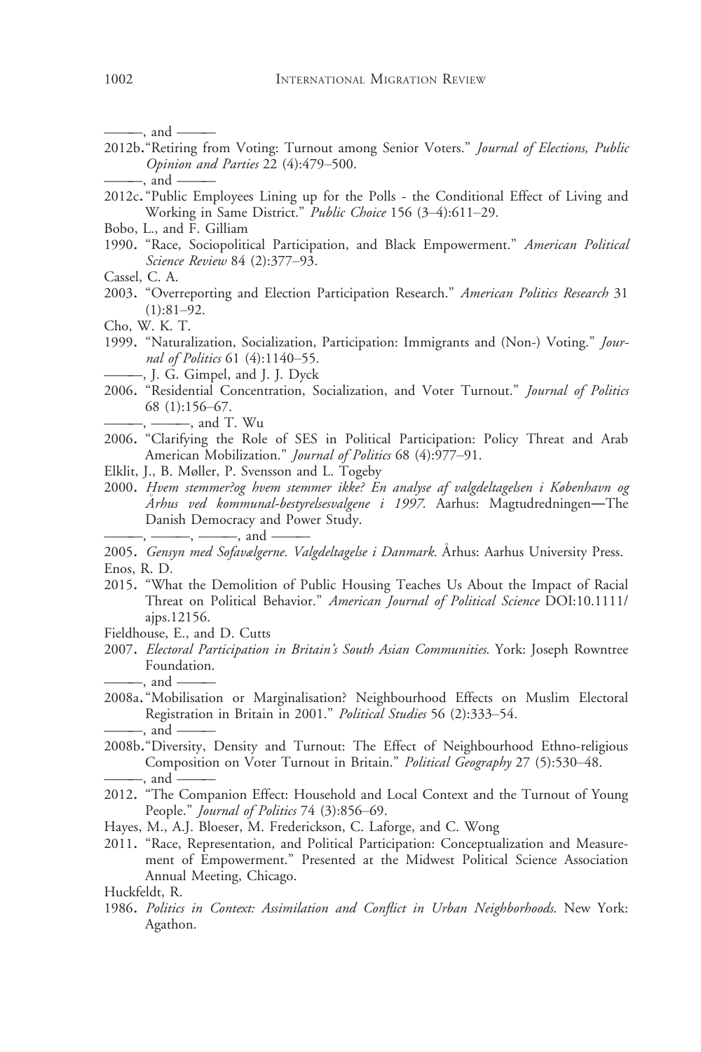———, and ———

2012b. "Retiring from Voting: Turnout among Senior Voters." *Journal of Elections, Public Opinion and Parties* 22 (4):479–500.

———, and ———

2012c. "Public Employees Lining up for the Polls - the Conditional Effect of Living and Working in Same District." *Public Choice* 156 (3–4):611–29.

Bobo, L., and F. Gilliam

1990. "Race, Sociopolitical Participation, and Black Empowerment." *American Political Science Review* 84 (2):377–93.

Cassel, C. A.

2003. "Overreporting and Election Participation Research." *American Politics Research* 31 (1):81–92.

Cho, W. K. T.

1999. "Naturalization, Socialization, Participation: Immigrants and (Non-) Voting." *Journal of Politics* 61 (4):1140–55.

———, J. G. Gimpel, and J. J. Dyck

2006. "Residential Concentration, Socialization, and Voter Turnout." *Journal of Politics* 68 (1):156–67.

———, ———, and T. Wu

2006. "Clarifying the Role of SES in Political Participation: Policy Threat and Arab American Mobilization." *Journal of Politics* 68 (4):977–91.

Elklit, J., B. Møller, P. Svensson and L. Togeby

2000. *Hvem stemmer?og hvem stemmer ikke? En analyse af valgdeltagelsen i København og Århus ved kommunal-bestyrelsesvalgene i 1997*. Aarhus: Magtudredningen—The Danish Democracy and Power Study.

———, ———, ———, and ———

2005. *Gensyn med Sofavælgerne. Valgdeltagelse i Danmark*. Århus: Aarhus University Press.

Enos, R. D.

2015. "What the Demolition of Public Housing Teaches Us About the Impact of Racial Threat on Political Behavior." *American Journal of Political Science* DOI:10.1111/ajps.12156.

Fieldhouse, E., and D. Cutts

2007. *Electoral Participation in Britain's South Asian Communities*. York: Joseph Rowntree Foundation.

———, and ———

2008a. "Mobilisation or Marginalisation? Neighbourhood Effects on Muslim Electoral Registration in Britain in 2001." *Political Studies* 56 (2):333–54.

———, and ———

2008b. "Diversity, Density and Turnout: The Effect of Neighbourhood Ethno-religious Composition on Voter Turnout in Britain." *Political Geography* 27 (5):530–48.

———, and ———

2012. "The Companion Effect: Household and Local Context and the Turnout of Young People." *Journal of Politics* 74 (3):856–69.

Hayes, M., A.J. Bloeser, M. Frederickson, C. Laforge, and C. Wong

2011. "Race, Representation, and Political Participation: Conceptualization and Measurement of Empowerment." Presented at the Midwest Political Science Association Annual Meeting, Chicago.

Huckfeldt, R.

1986. *Politics in Context: Assimilation and Conflict in Urban Neighborhoods*. New York: Agathon.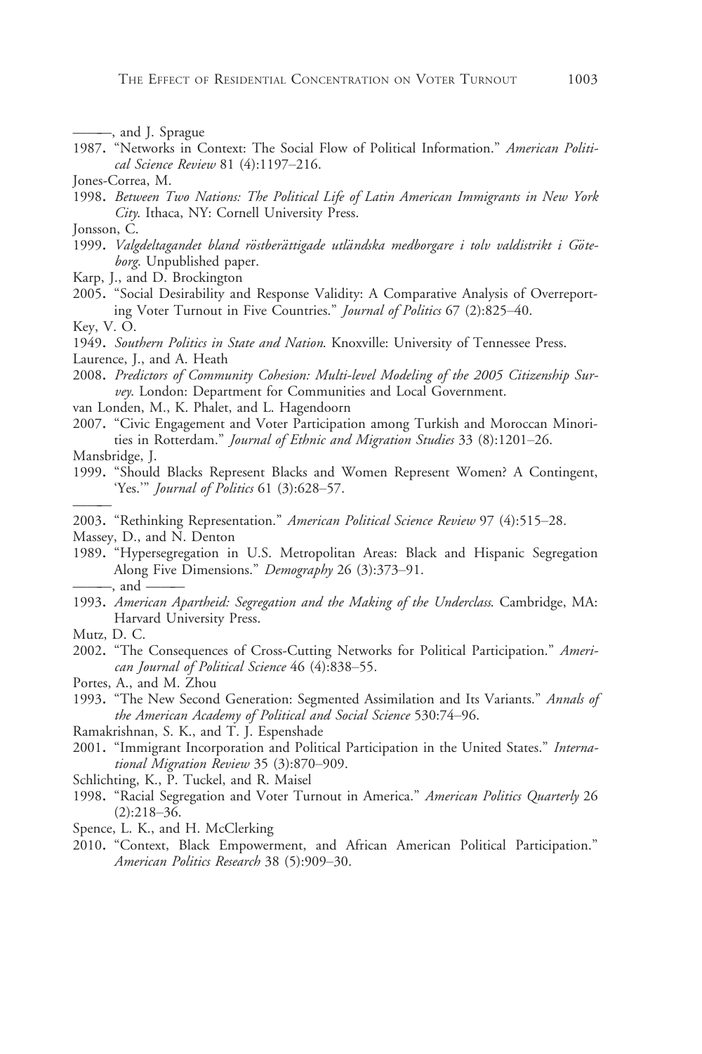———, and J. Sprague

1987. "Networks in Context: The Social Flow of Political Information." *American Political Science Review* 81 (4):1197–216.

Jones-Correa, M.

1998. *Between Two Nations: The Political Life of Latin American Immigrants in New York City*. Ithaca, NY: Cornell University Press.

Jonsson, C.

1999. *Valgdeltagandet bland röstberättigade utländska medborgare i tolv valdistrikt i Göteborg*. Unpublished paper.

Karp, J., and D. Brockington

2005. "Social Desirability and Response Validity: A Comparative Analysis of Overreporting Voter Turnout in Five Countries." *Journal of Politics* 67 (2):825–40.

Key, V. O.

1949. *Southern Politics in State and Nation*. Knoxville: University of Tennessee Press.

Laurence, J., and A. Heath

2008. *Predictors of Community Cohesion: Multi-level Modeling of the 2005 Citizenship Survey*. London: Department for Communities and Local Government.

van Londen, M., K. Phalet, and L. Hagendoorn

2007. "Civic Engagement and Voter Participation among Turkish and Moroccan Minorities in Rotterdam." *Journal of Ethnic and Migration Studies* 33 (8):1201–26.

Mansbridge, J.

1999. "Should Blacks Represent Blacks and Women Represent Women? A Contingent, 'Yes.'" *Journal of Politics* 61 (3):628–57.

———

2003. "Rethinking Representation." *American Political Science Review* 97 (4):515–28.

Massey, D., and N. Denton

1989. "Hypersegregation in U.S. Metropolitan Areas: Black and Hispanic Segregation Along Five Dimensions." *Demography* 26 (3):373–91.

———, and ———

1993. *American Apartheid: Segregation and the Making of the Underclass*. Cambridge, MA: Harvard University Press.

Mutz, D. C.

2002. "The Consequences of Cross-Cutting Networks for Political Participation." *American Journal of Political Science* 46 (4):838–55.

Portes, A., and M. Zhou

1993. "The New Second Generation: Segmented Assimilation and Its Variants." *Annals of the American Academy of Political and Social Science* 530:74–96.

Ramakrishnan, S. K., and T. J. Espenshade

2001. "Immigrant Incorporation and Political Participation in the United States." *International Migration Review* 35 (3):870–909.

Schlichting, K., P. Tuckel, and R. Maisel

1998. "Racial Segregation and Voter Turnout in America." *American Politics Quarterly* 26 (2):218–36.

Spence, L. K., and H. McClerking

2010. "Context, Black Empowerment, and African American Political Participation." *American Politics Research* 38 (5):909–30.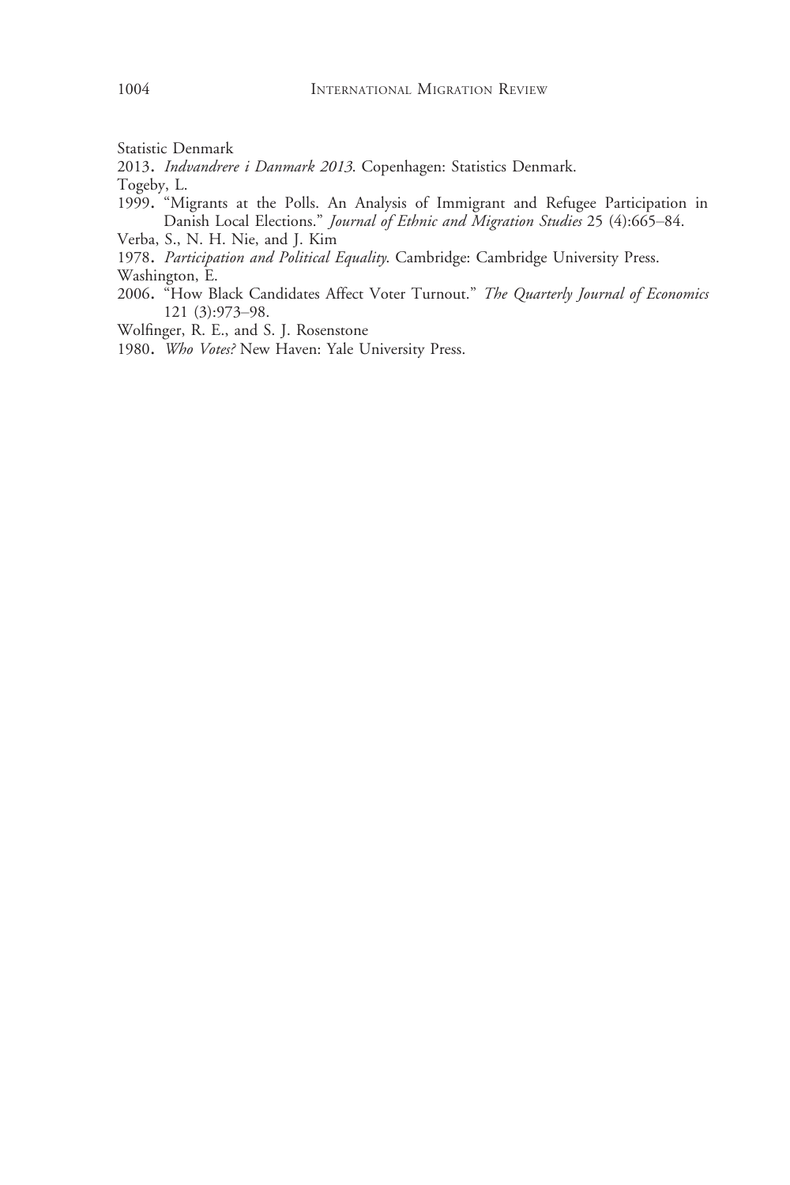Statistic Denmark

2013. *Indvandrere i Danmark 2013*. Copenhagen: Statistics Denmark.

Togeby, L.

1999. "Migrants at the Polls. An Analysis of Immigrant and Refugee Participation in Danish Local Elections." *Journal of Ethnic and Migration Studies* 25 (4):665–84.

Verba, S., N. H. Nie, and J. Kim

1978. *Participation and Political Equality*. Cambridge: Cambridge University Press.

Washington, E.

2006. "How Black Candidates Affect Voter Turnout." *The Quarterly Journal of Economics* 121 (3):973–98.

Wolfinger, R. E., and S. J. Rosenstone

1980. *Who Votes?* New Haven: Yale University Press.